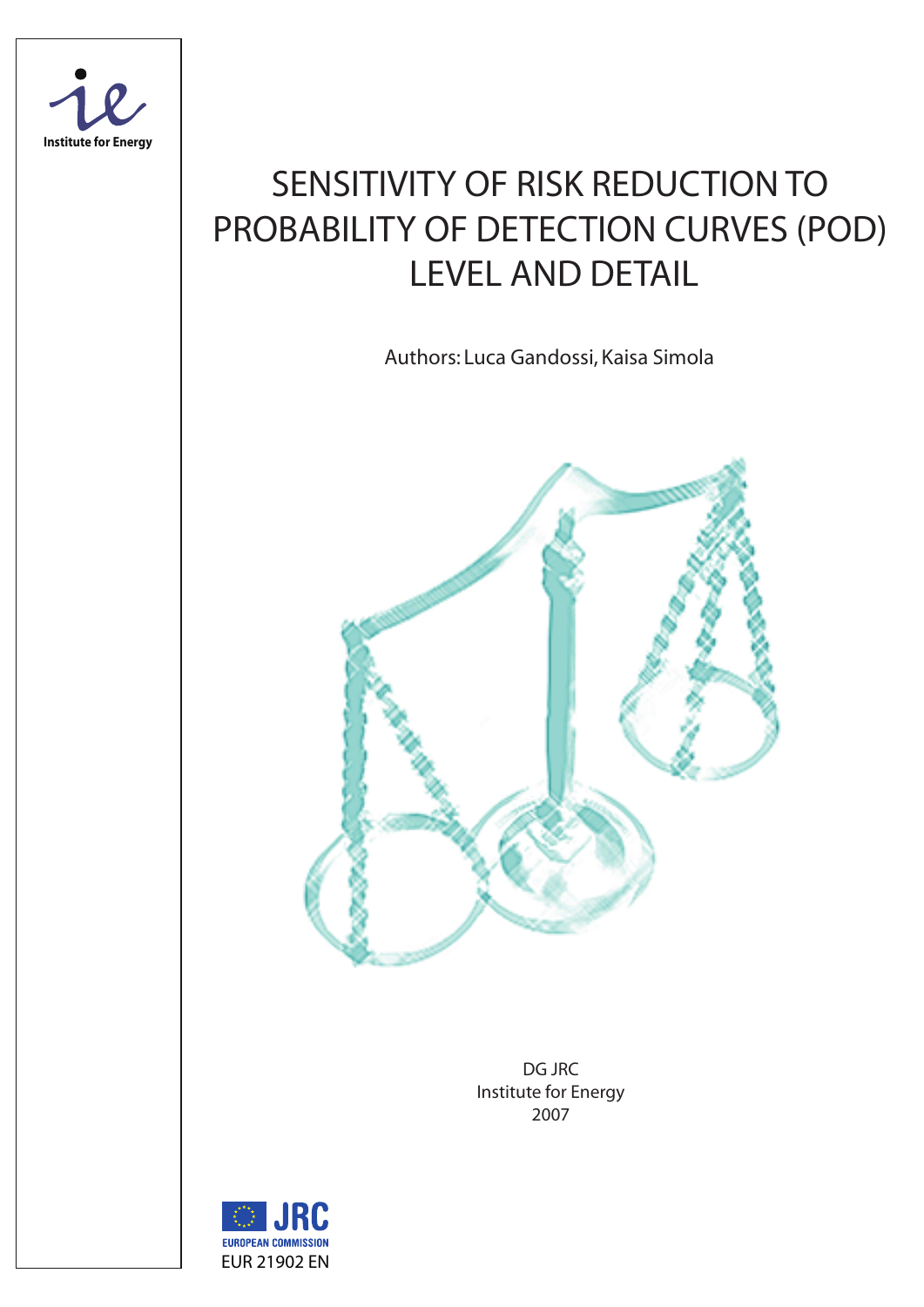Institute for Energy

# SENSITIVITY OF RISK REDUCTION TO PROBABILITY OF DETECTION CURVES (POD) LEVEL AND DETAIL

Authors: Luca Gandossi, Kaisa Simola

DG JRC
Institute for Energy
2007

JRC
EUROPEAN COMMISSION

EUR 21902 EN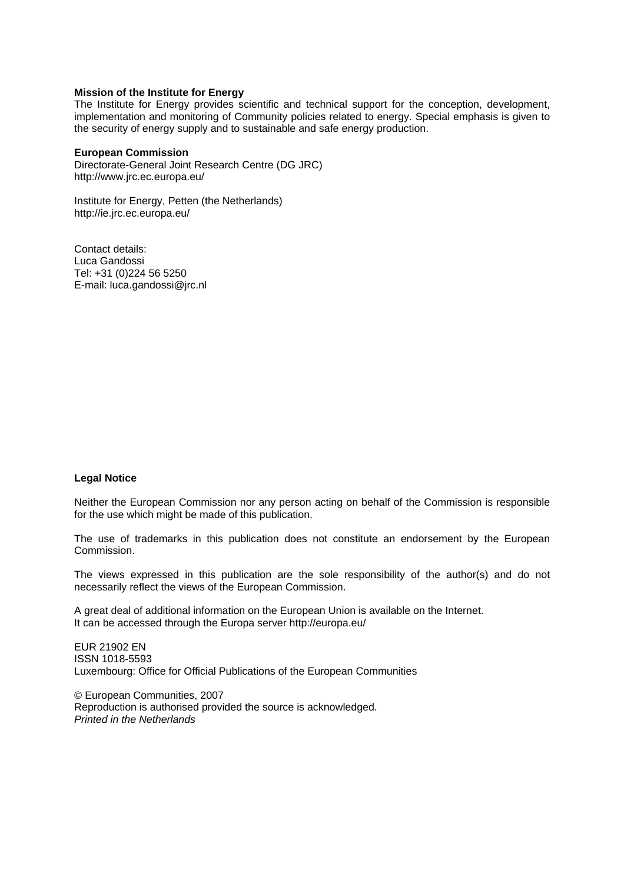**Mission of the Institute for Energy**
The Institute for Energy provides scientific and technical support for the conception, development, implementation and monitoring of Community policies related to energy. Special emphasis is given to the security of energy supply and to sustainable and safe energy production.

**European Commission**
Directorate-General Joint Research Centre (DG JRC)
http://www.jrc.ec.europa.eu/

Institute for Energy, Petten (the Netherlands)
http://ie.jrc.ec.europa.eu/

Contact details:
Luca Gandossi
Tel: +31 (0)224 56 5250
E-mail: luca.gandossi@jrc.nl

**Legal Notice**

Neither the European Commission nor any person acting on behalf of the Commission is responsible for the use which might be made of this publication.

The use of trademarks in this publication does not constitute an endorsement by the European Commission.

The views expressed in this publication are the sole responsibility of the author(s) and do not necessarily reflect the views of the European Commission.

A great deal of additional information on the European Union is available on the Internet.
It can be accessed through the Europa server http://europa.eu/

EUR 21902 EN
ISSN 1018-5593
Luxembourg: Office for Official Publications of the European Communities

© European Communities, 2007
Reproduction is authorised provided the source is acknowledged.
*Printed in the Netherlands*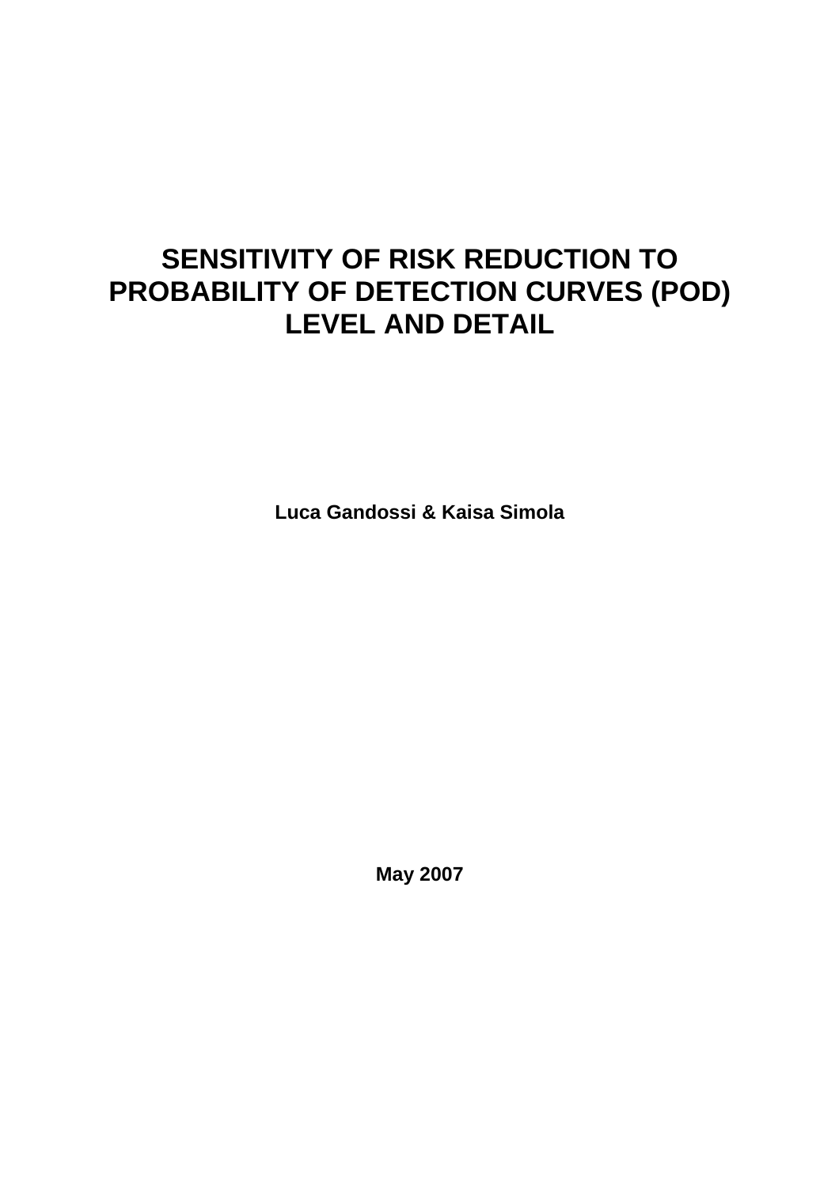# SENSITIVITY OF RISK REDUCTION TO PROBABILITY OF DETECTION CURVES (POD) LEVEL AND DETAIL

**Luca Gandossi & Kaisa Simola**

**May 2007**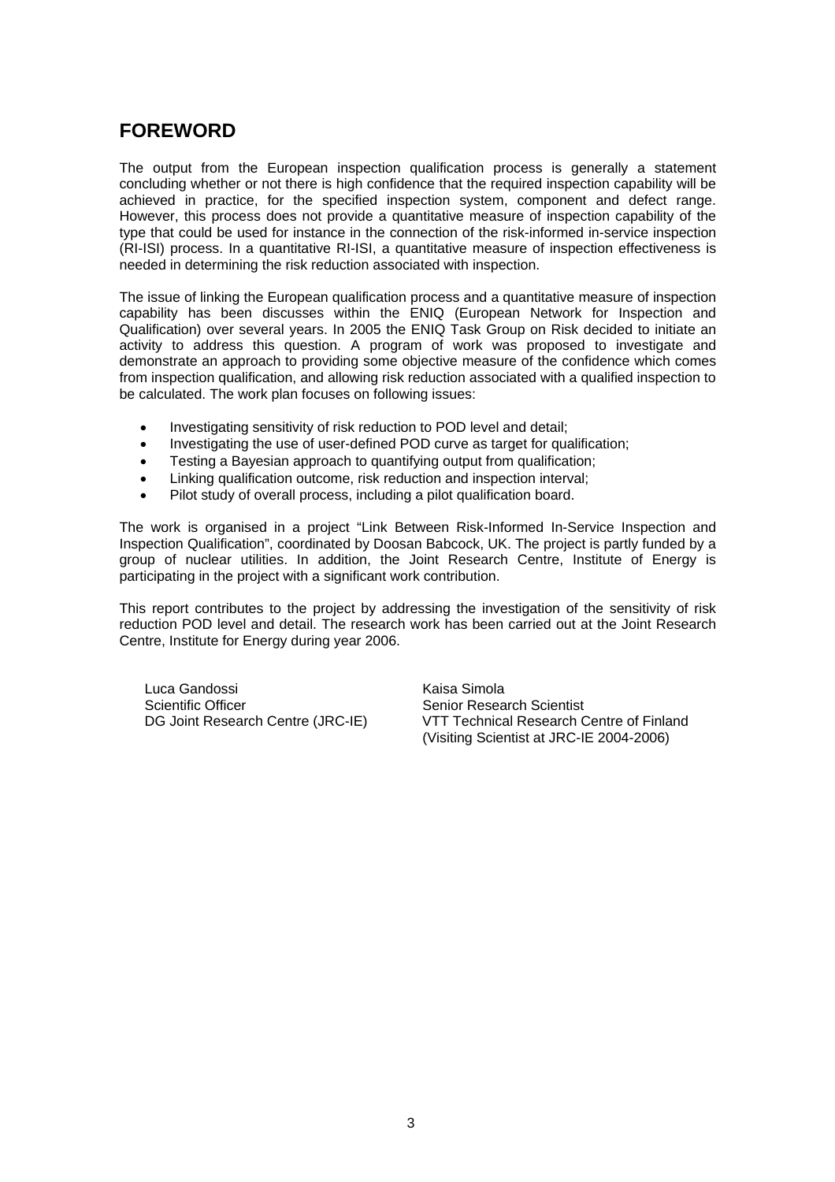# FOREWORD

The output from the European inspection qualification process is generally a statement concluding whether or not there is high confidence that the required inspection capability will be achieved in practice, for the specified inspection system, component and defect range. However, this process does not provide a quantitative measure of inspection capability of the type that could be used for instance in the connection of the risk-informed in-service inspection (RI-ISI) process. In a quantitative RI-ISI, a quantitative measure of inspection effectiveness is needed in determining the risk reduction associated with inspection.

The issue of linking the European qualification process and a quantitative measure of inspection capability has been discusses within the ENIQ (European Network for Inspection and Qualification) over several years. In 2005 the ENIQ Task Group on Risk decided to initiate an activity to address this question. A program of work was proposed to investigate and demonstrate an approach to providing some objective measure of the confidence which comes from inspection qualification, and allowing risk reduction associated with a qualified inspection to be calculated. The work plan focuses on following issues:

- Investigating sensitivity of risk reduction to POD level and detail;
- Investigating the use of user-defined POD curve as target for qualification;
- Testing a Bayesian approach to quantifying output from qualification;
- Linking qualification outcome, risk reduction and inspection interval;
- Pilot study of overall process, including a pilot qualification board.

The work is organised in a project "Link Between Risk-Informed In-Service Inspection and Inspection Qualification", coordinated by Doosan Babcock, UK. The project is partly funded by a group of nuclear utilities. In addition, the Joint Research Centre, Institute of Energy is participating in the project with a significant work contribution.

This report contributes to the project by addressing the investigation of the sensitivity of risk reduction POD level and detail. The research work has been carried out at the Joint Research Centre, Institute for Energy during year 2006.

Luca Gandossi
Scientific Officer
DG Joint Research Centre (JRC-IE)

Kaisa Simola
Senior Research Scientist
VTT Technical Research Centre of Finland
(Visiting Scientist at JRC-IE 2004-2006)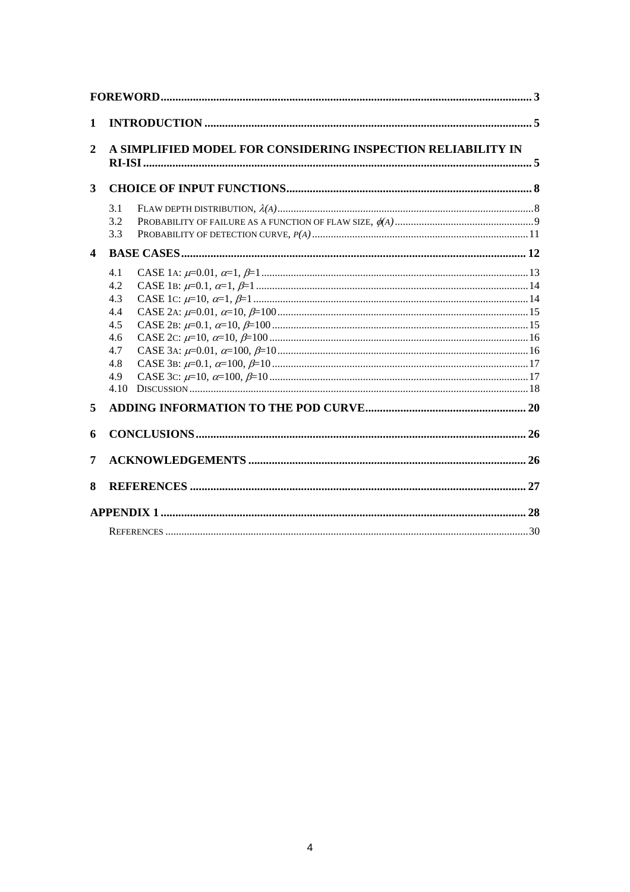FOREWORD ..... 3

1 INTRODUCTION ..... 5

2 A SIMPLIFIED MODEL FOR CONSIDERING INSPECTION RELIABILITY IN RI-ISI ..... 5

3 CHOICE OF INPUT FUNCTIONS ..... 8

- 3.1 FLAW DEPTH DISTRIBUTION, $\lambda(A)$ ..... 8
- 3.2 PROBABILITY OF FAILURE AS A FUNCTION OF FLAW SIZE, $\phi(A)$ ..... 9
- 3.3 PROBABILITY OF DETECTION CURVE, $P(A)$ ..... 11

4 BASE CASES ..... 12

- 4.1 CASE 1A: $\mu$=0.01, $\alpha$=1, $\beta$=1 ..... 13
- 4.2 CASE 1B: $\mu$=0.1, $\alpha$=1, $\beta$=1 ..... 14
- 4.3 CASE 1C: $\mu$=10, $\alpha$=1, $\beta$=1 ..... 14
- 4.4 CASE 2A: $\mu$=0.01, $\alpha$=10, $\beta$=100 ..... 15
- 4.5 CASE 2B: $\mu$=0.1, $\alpha$=10, $\beta$=100 ..... 15
- 4.6 CASE 2C: $\mu$=10, $\alpha$=10, $\beta$=100 ..... 16
- 4.7 CASE 3A: $\mu$=0.01, $\alpha$=100, $\beta$=10 ..... 16
- 4.8 CASE 3B: $\mu$=0.1, $\alpha$=100, $\beta$=10 ..... 17
- 4.9 CASE 3C: $\mu$=10, $\alpha$=100, $\beta$=10 ..... 17
- 4.10 DISCUSSION ..... 18

5 ADDING INFORMATION TO THE POD CURVE ..... 20

6 CONCLUSIONS ..... 26

7 ACKNOWLEDGEMENTS ..... 26

8 REFERENCES ..... 27

APPENDIX 1 ..... 28

- REFERENCES ..... 30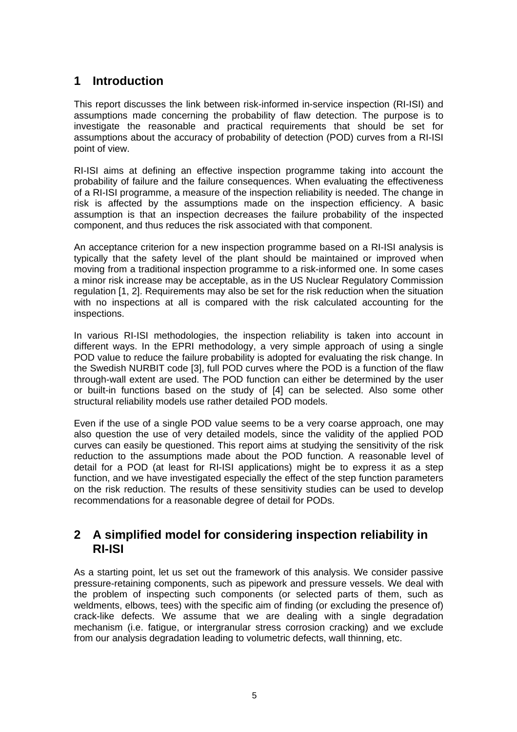# 1 Introduction

This report discusses the link between risk-informed in-service inspection (RI-ISI) and assumptions made concerning the probability of flaw detection. The purpose is to investigate the reasonable and practical requirements that should be set for assumptions about the accuracy of probability of detection (POD) curves from a RI-ISI point of view.

RI-ISI aims at defining an effective inspection programme taking into account the probability of failure and the failure consequences. When evaluating the effectiveness of a RI-ISI programme, a measure of the inspection reliability is needed. The change in risk is affected by the assumptions made on the inspection efficiency. A basic assumption is that an inspection decreases the failure probability of the inspected component, and thus reduces the risk associated with that component.

An acceptance criterion for a new inspection programme based on a RI-ISI analysis is typically that the safety level of the plant should be maintained or improved when moving from a traditional inspection programme to a risk-informed one. In some cases a minor risk increase may be acceptable, as in the US Nuclear Regulatory Commission regulation [1, 2]. Requirements may also be set for the risk reduction when the situation with no inspections at all is compared with the risk calculated accounting for the inspections.

In various RI-ISI methodologies, the inspection reliability is taken into account in different ways. In the EPRI methodology, a very simple approach of using a single POD value to reduce the failure probability is adopted for evaluating the risk change. In the Swedish NURBIT code [3], full POD curves where the POD is a function of the flaw through-wall extent are used. The POD function can either be determined by the user or built-in functions based on the study of [4] can be selected. Also some other structural reliability models use rather detailed POD models.

Even if the use of a single POD value seems to be a very coarse approach, one may also question the use of very detailed models, since the validity of the applied POD curves can easily be questioned. This report aims at studying the sensitivity of the risk reduction to the assumptions made about the POD function. A reasonable level of detail for a POD (at least for RI-ISI applications) might be to express it as a step function, and we have investigated especially the effect of the step function parameters on the risk reduction. The results of these sensitivity studies can be used to develop recommendations for a reasonable degree of detail for PODs.

# 2 A simplified model for considering inspection reliability in RI-ISI

As a starting point, let us set out the framework of this analysis. We consider passive pressure-retaining components, such as pipework and pressure vessels. We deal with the problem of inspecting such components (or selected parts of them, such as weldments, elbows, tees) with the specific aim of finding (or excluding the presence of) crack-like defects. We assume that we are dealing with a single degradation mechanism (i.e. fatigue, or intergranular stress corrosion cracking) and we exclude from our analysis degradation leading to volumetric defects, wall thinning, etc.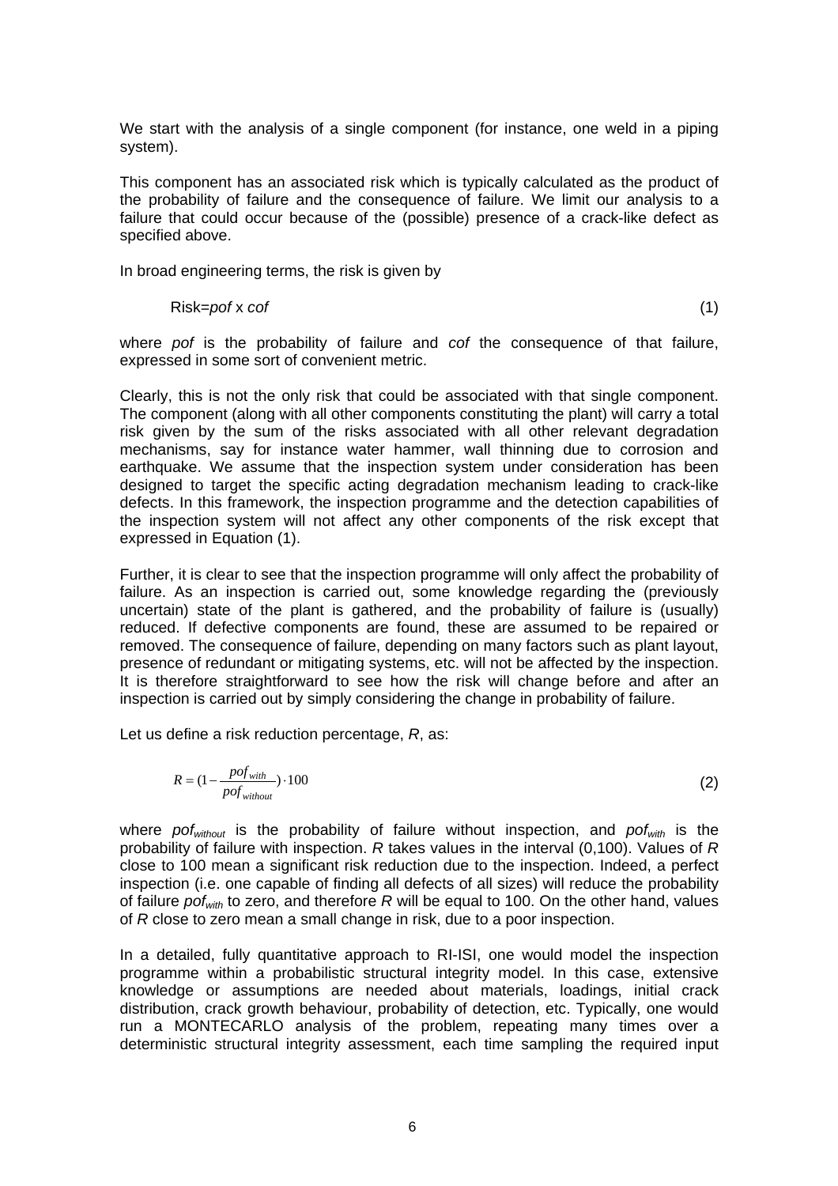We start with the analysis of a single component (for instance, one weld in a piping system).

This component has an associated risk which is typically calculated as the product of the probability of failure and the consequence of failure. We limit our analysis to a failure that could occur because of the (possible) presence of a crack-like defect as specified above.

In broad engineering terms, the risk is given by

$$\text{Risk} = pof \times cof \tag{1}$$

where *pof* is the probability of failure and *cof* the consequence of that failure, expressed in some sort of convenient metric.

Clearly, this is not the only risk that could be associated with that single component. The component (along with all other components constituting the plant) will carry a total risk given by the sum of the risks associated with all other relevant degradation mechanisms, say for instance water hammer, wall thinning due to corrosion and earthquake. We assume that the inspection system under consideration has been designed to target the specific acting degradation mechanism leading to crack-like defects. In this framework, the inspection programme and the detection capabilities of the inspection system will not affect any other components of the risk except that expressed in Equation (1).

Further, it is clear to see that the inspection programme will only affect the probability of failure. As an inspection is carried out, some knowledge regarding the (previously uncertain) state of the plant is gathered, and the probability of failure is (usually) reduced. If defective components are found, these are assumed to be repaired or removed. The consequence of failure, depending on many factors such as plant layout, presence of redundant or mitigating systems, etc. will not be affected by the inspection. It is therefore straightforward to see how the risk will change before and after an inspection is carried out by simply considering the change in probability of failure.

Let us define a risk reduction percentage, $R$, as:

$$R = \left(1 - \frac{pof_{with}}{pof_{without}}\right) \cdot 100 \tag{2}$$

where $pof_{without}$ is the probability of failure without inspection, and $pof_{with}$ is the probability of failure with inspection. $R$ takes values in the interval (0,100). Values of $R$ close to 100 mean a significant risk reduction due to the inspection. Indeed, a perfect inspection (i.e. one capable of finding all defects of all sizes) will reduce the probability of failure $pof_{with}$ to zero, and therefore $R$ will be equal to 100. On the other hand, values of $R$ close to zero mean a small change in risk, due to a poor inspection.

In a detailed, fully quantitative approach to RI-ISI, one would model the inspection programme within a probabilistic structural integrity model. In this case, extensive knowledge or assumptions are needed about materials, loadings, initial crack distribution, crack growth behaviour, probability of detection, etc. Typically, one would run a MONTECARLO analysis of the problem, repeating many times over a deterministic structural integrity assessment, each time sampling the required input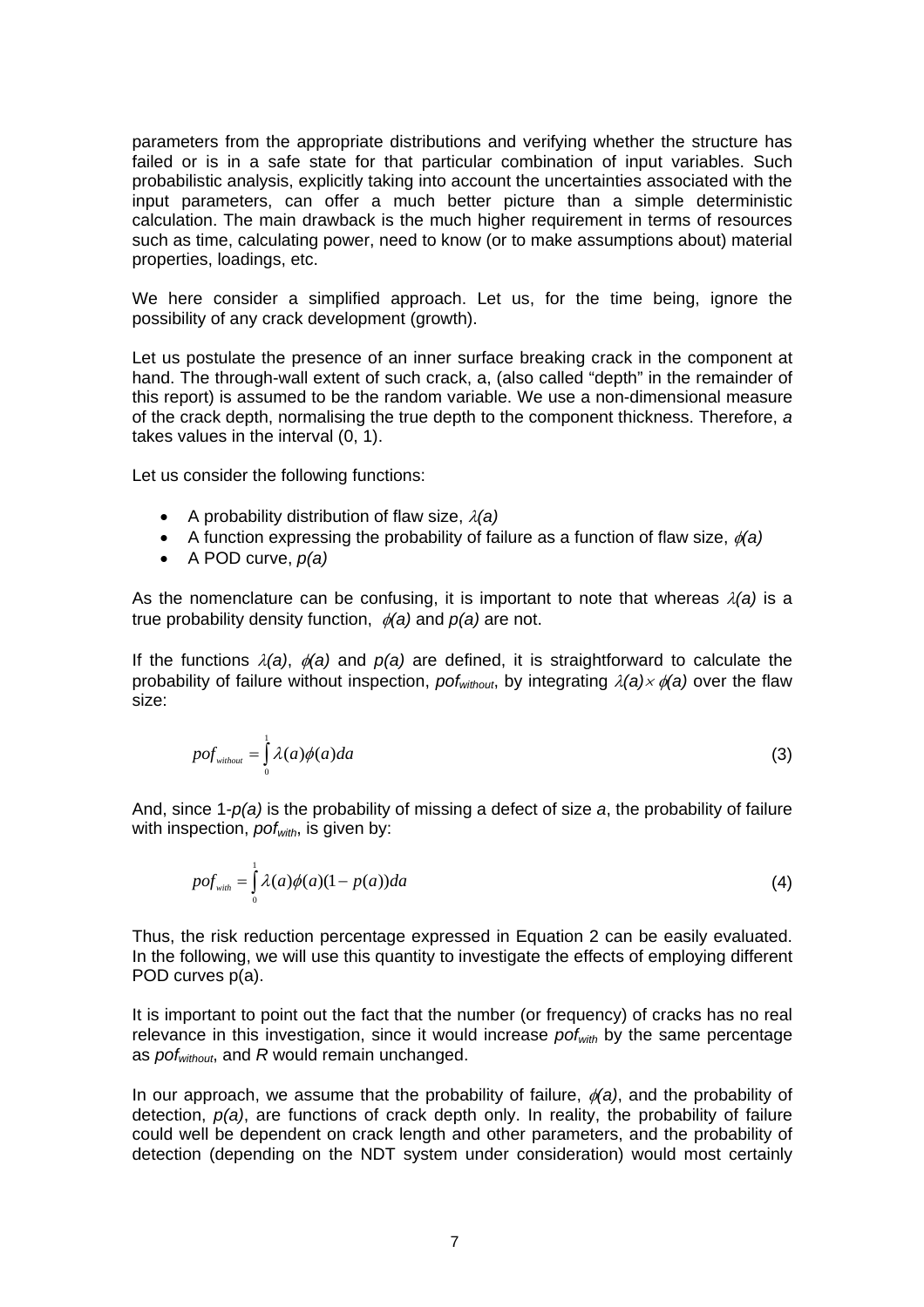parameters from the appropriate distributions and verifying whether the structure has failed or is in a safe state for that particular combination of input variables. Such probabilistic analysis, explicitly taking into account the uncertainties associated with the input parameters, can offer a much better picture than a simple deterministic calculation. The main drawback is the much higher requirement in terms of resources such as time, calculating power, need to know (or to make assumptions about) material properties, loadings, etc.

We here consider a simplified approach. Let us, for the time being, ignore the possibility of any crack development (growth).

Let us postulate the presence of an inner surface breaking crack in the component at hand. The through-wall extent of such crack, a, (also called "depth" in the remainder of this report) is assumed to be the random variable. We use a non-dimensional measure of the crack depth, normalising the true depth to the component thickness. Therefore, *a* takes values in the interval (0, 1).

Let us consider the following functions:

- A probability distribution of flaw size, $\lambda(a)$
- A function expressing the probability of failure as a function of flaw size, $\phi(a)$
- A POD curve, $p(a)$

As the nomenclature can be confusing, it is important to note that whereas $\lambda(a)$ is a true probability density function, $\phi(a)$ and $p(a)$ are not.

If the functions $\lambda(a)$, $\phi(a)$ and $p(a)$ are defined, it is straightforward to calculate the probability of failure without inspection, $pof_{without}$, by integrating $\lambda(a) \times \phi(a)$ over the flaw size:

$$pof_{without} = \int_{0}^{1} \lambda(a)\phi(a)da \tag{3}$$

And, since $1-p(a)$ is the probability of missing a defect of size *a*, the probability of failure with inspection, $pof_{with}$, is given by:

$$pof_{with} = \int_{0}^{1} \lambda(a)\phi(a)(1-p(a))da \tag{4}$$

Thus, the risk reduction percentage expressed in Equation 2 can be easily evaluated. In the following, we will use this quantity to investigate the effects of employing different POD curves p(a).

It is important to point out the fact that the number (or frequency) of cracks has no real relevance in this investigation, since it would increase $pof_{with}$ by the same percentage as $pof_{without}$, and *R* would remain unchanged.

In our approach, we assume that the probability of failure, $\phi(a)$, and the probability of detection, $p(a)$, are functions of crack depth only. In reality, the probability of failure could well be dependent on crack length and other parameters, and the probability of detection (depending on the NDT system under consideration) would most certainly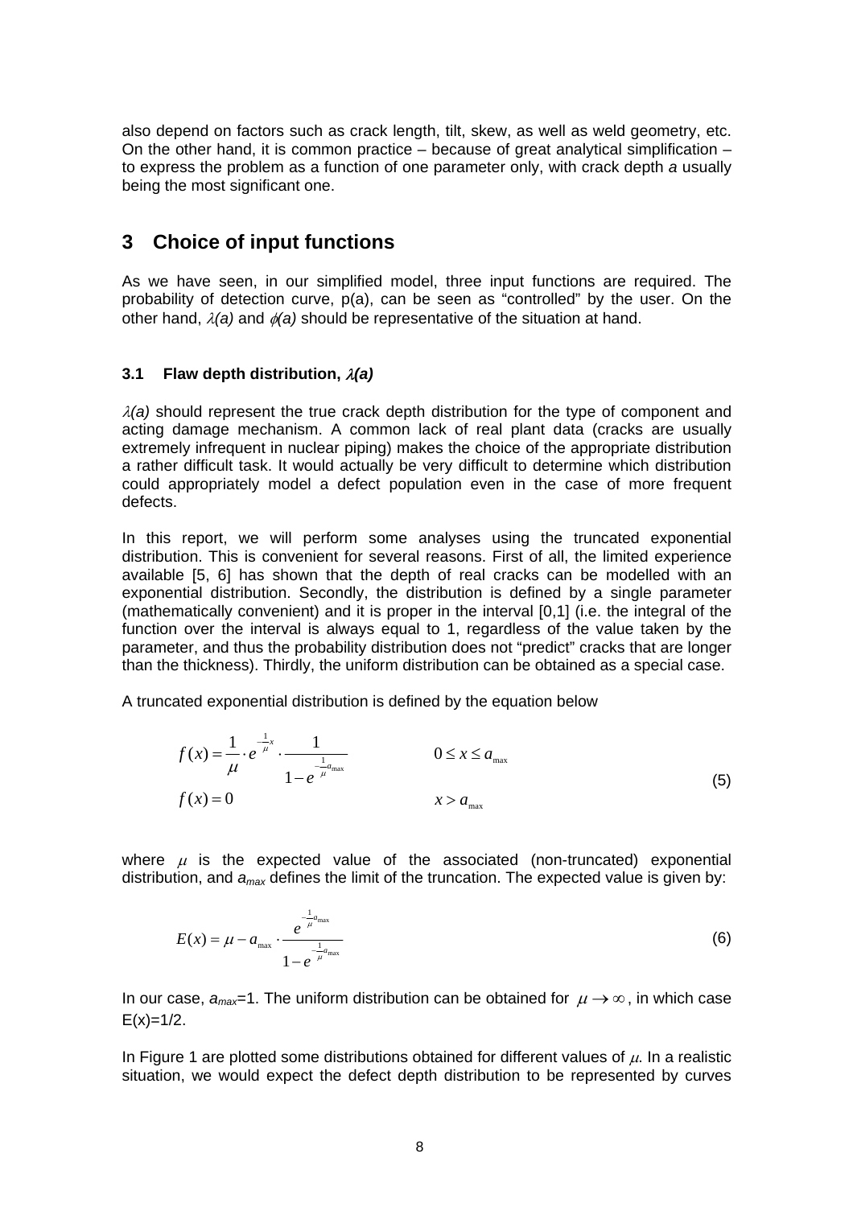also depend on factors such as crack length, tilt, skew, as well as weld geometry, etc. On the other hand, it is common practice – because of great analytical simplification – to express the problem as a function of one parameter only, with crack depth *a* usually being the most significant one.

## 3 Choice of input functions

As we have seen, in our simplified model, three input functions are required. The probability of detection curve, p(a), can be seen as "controlled" by the user. On the other hand, $\lambda(a)$ and $\phi(a)$ should be representative of the situation at hand.

### 3.1 Flaw depth distribution, $\lambda(a)$

$\lambda(a)$ should represent the true crack depth distribution for the type of component and acting damage mechanism. A common lack of real plant data (cracks are usually extremely infrequent in nuclear piping) makes the choice of the appropriate distribution a rather difficult task. It would actually be very difficult to determine which distribution could appropriately model a defect population even in the case of more frequent defects.

In this report, we will perform some analyses using the truncated exponential distribution. This is convenient for several reasons. First of all, the limited experience available [5, 6] has shown that the depth of real cracks can be modelled with an exponential distribution. Secondly, the distribution is defined by a single parameter (mathematically convenient) and it is proper in the interval [0,1] (i.e. the integral of the function over the interval is always equal to 1, regardless of the value taken by the parameter, and thus the probability distribution does not "predict" cracks that are longer than the thickness). Thirdly, the uniform distribution can be obtained as a special case.

A truncated exponential distribution is defined by the equation below

$$
\begin{aligned}
f(x) &= \frac{1}{\mu} \cdot e^{-\frac{1}{\mu}x} \cdot \frac{1}{1 - e^{-\frac{1}{\mu}a_{\max}}} \qquad & 0 \le x \le a_{\max} \\
f(x) &= 0 \qquad & x > a_{\max}
\end{aligned}
\tag{5}
$$

where $\mu$ is the expected value of the associated (non-truncated) exponential distribution, and $a_{max}$ defines the limit of the truncation. The expected value is given by:

$$
E(x) = \mu - a_{\max} \cdot \frac{e^{-\frac{1}{\mu}a_{\max}}}{1 - e^{-\frac{1}{\mu}a_{\max}}}
\tag{6}
$$

In our case, $a_{max}$=1. The uniform distribution can be obtained for $\mu \to \infty$, in which case E(x)=1/2.

In Figure 1 are plotted some distributions obtained for different values of $\mu$. In a realistic situation, we would expect the defect depth distribution to be represented by curves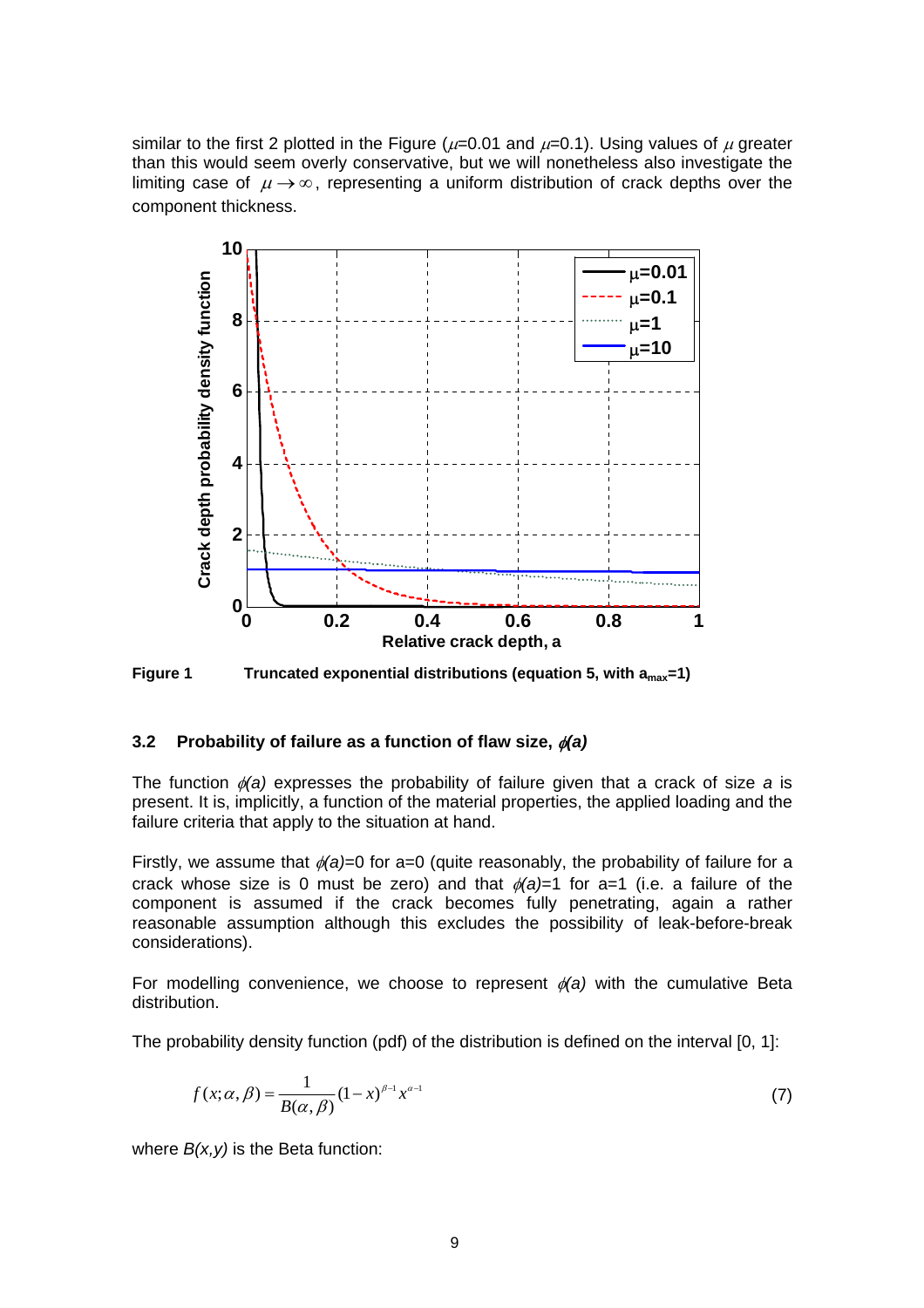similar to the first 2 plotted in the Figure ($\mu$=0.01 and $\mu$=0.1). Using values of $\mu$ greater than this would seem overly conservative, but we will nonetheless also investigate the limiting case of $\mu \rightarrow \infty$, representing a uniform distribution of crack depths over the component thickness.

**Figure 1** **Truncated exponential distributions (equation 5, with $a_{max}$=1)**

### 3.2 Probability of failure as a function of flaw size, $\phi(a)$

The function $\phi(a)$ expresses the probability of failure given that a crack of size $a$ is present. It is, implicitly, a function of the material properties, the applied loading and the failure criteria that apply to the situation at hand.

Firstly, we assume that $\phi(a)$=0 for a=0 (quite reasonably, the probability of failure for a crack whose size is 0 must be zero) and that $\phi(a)$=1 for a=1 (i.e. a failure of the component is assumed if the crack becomes fully penetrating, again a rather reasonable assumption although this excludes the possibility of leak-before-break considerations).

For modelling convenience, we choose to represent $\phi(a)$ with the cumulative Beta distribution.

The probability density function (pdf) of the distribution is defined on the interval [0, 1]:

$$f(x;\alpha,\beta) = \frac{1}{B(\alpha,\beta)}(1-x)^{\beta-1}x^{\alpha-1} \tag{7}$$

where $B(x,y)$ is the Beta function: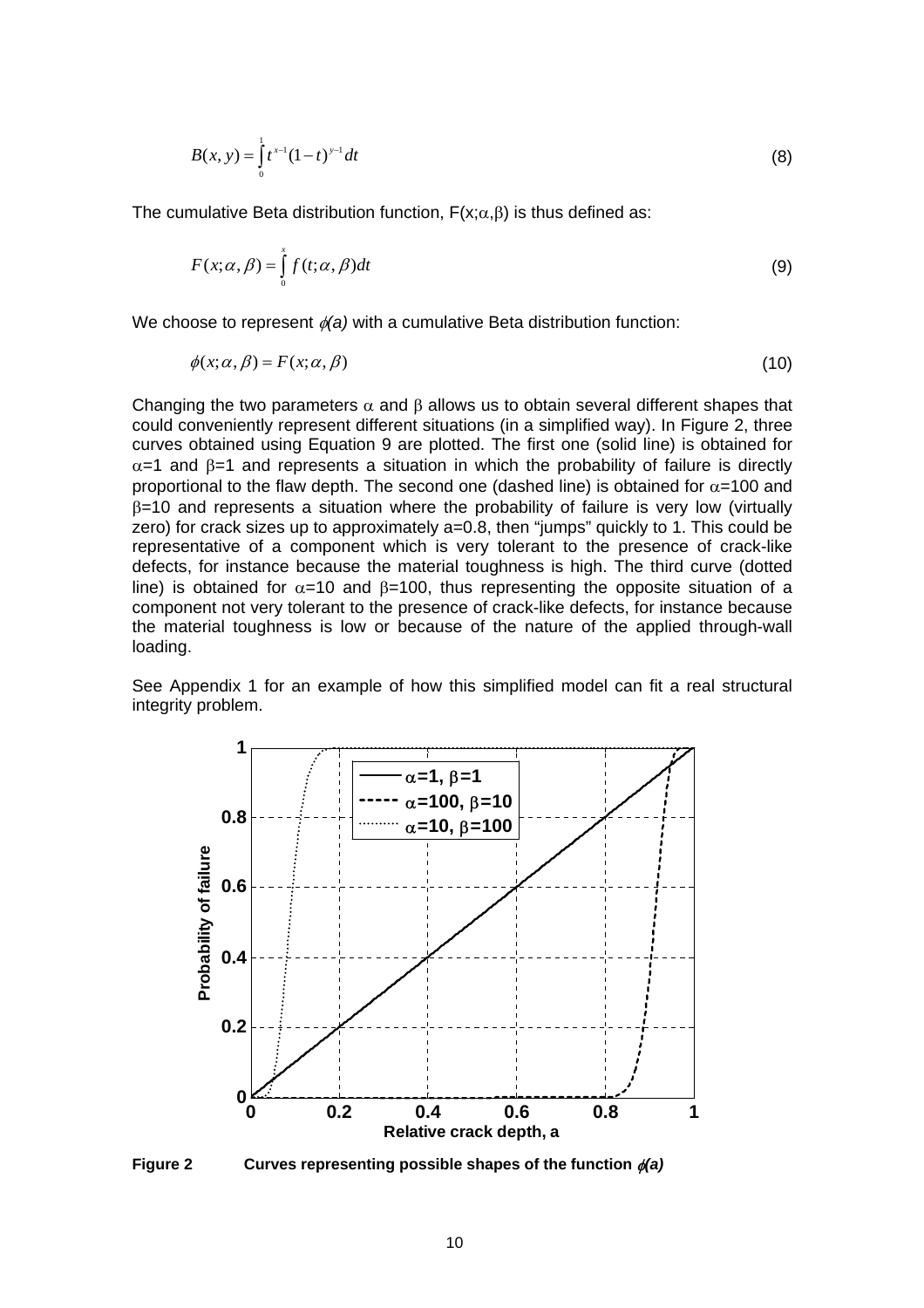$$B(x,y) = \int_0^1 t^{x-1}(1-t)^{y-1}\,dt \tag{8}$$

The cumulative Beta distribution function, $F(x;\alpha,\beta)$ is thus defined as:

$$F(x;\alpha,\beta) = \int_0^x f(t;\alpha,\beta)\,dt \tag{9}$$

We choose to represent $\phi(a)$ with a cumulative Beta distribution function:

$$\phi(x;\alpha,\beta) = F(x;\alpha,\beta) \tag{10}$$

Changing the two parameters $\alpha$ and $\beta$ allows us to obtain several different shapes that could conveniently represent different situations (in a simplified way). In Figure 2, three curves obtained using Equation 9 are plotted. The first one (solid line) is obtained for $\alpha$=1 and $\beta$=1 and represents a situation in which the probability of failure is directly proportional to the flaw depth. The second one (dashed line) is obtained for $\alpha$=100 and $\beta$=10 and represents a situation where the probability of failure is very low (virtually zero) for crack sizes up to approximately a=0.8, then "jumps" quickly to 1. This could be representative of a component which is very tolerant to the presence of crack-like defects, for instance because the material toughness is high. The third curve (dotted line) is obtained for $\alpha$=10 and $\beta$=100, thus representing the opposite situation of a component not very tolerant to the presence of crack-like defects, for instance because the material toughness is low or because of the nature of the applied through-wall loading.

See Appendix 1 for an example of how this simplified model can fit a real structural integrity problem.

**Figure 2 Curves representing possible shapes of the function $\phi(a)$**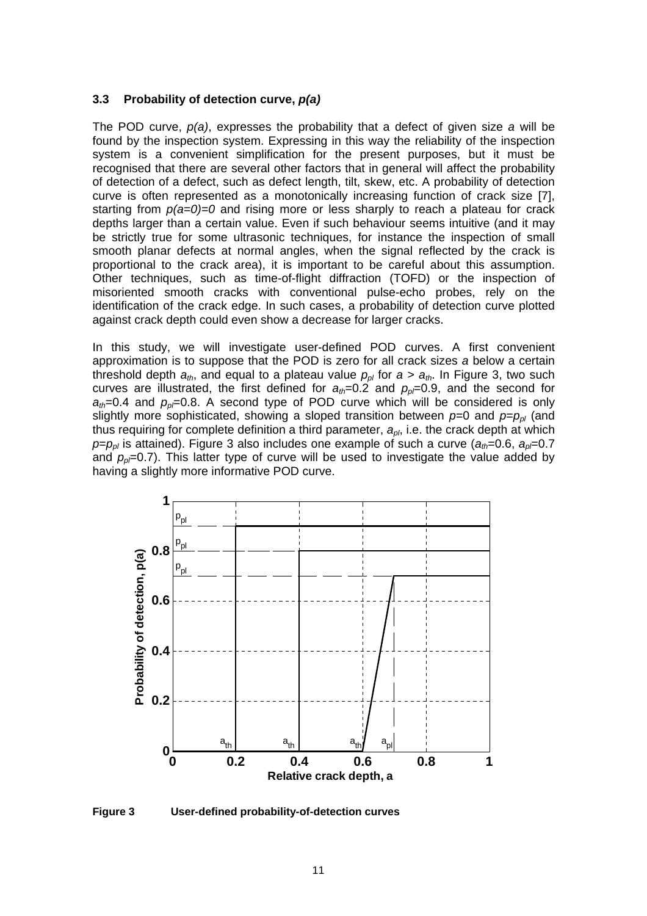### 3.3 Probability of detection curve, *p(a)*

The POD curve, *p(a)*, expresses the probability that a defect of given size *a* will be found by the inspection system. Expressing in this way the reliability of the inspection system is a convenient simplification for the present purposes, but it must be recognised that there are several other factors that in general will affect the probability of detection of a defect, such as defect length, tilt, skew, etc. A probability of detection curve is often represented as a monotonically increasing function of crack size [7], starting from $p(a=0)=0$ and rising more or less sharply to reach a plateau for crack depths larger than a certain value. Even if such behaviour seems intuitive (and it may be strictly true for some ultrasonic techniques, for instance the inspection of small smooth planar defects at normal angles, when the signal reflected by the crack is proportional to the crack area), it is important to be careful about this assumption. Other techniques, such as time-of-flight diffraction (TOFD) or the inspection of misoriented smooth cracks with conventional pulse-echo probes, rely on the identification of the crack edge. In such cases, a probability of detection curve plotted against crack depth could even show a decrease for larger cracks.

In this study, we will investigate user-defined POD curves. A first convenient approximation is to suppose that the POD is zero for all crack sizes *a* below a certain threshold depth $a_{th}$, and equal to a plateau value $p_{pl}$ for $a > a_{th}$. In Figure 3, two such curves are illustrated, the first defined for $a_{th}$=0.2 and $p_{pl}$=0.9, and the second for $a_{th}$=0.4 and $p_{pl}$=0.8. A second type of POD curve which will be considered is only slightly more sophisticated, showing a sloped transition between $p$=0 and $p=p_{pl}$ (and thus requiring for complete definition a third parameter, $a_{pl}$, i.e. the crack depth at which $p=p_{pl}$ is attained). Figure 3 also includes one example of such a curve ($a_{th}$=0.6, $a_{pl}$=0.7 and $p_{pl}$=0.7). This latter type of curve will be used to investigate the value added by having a slightly more informative POD curve.

**Figure 3 User-defined probability-of-detection curves**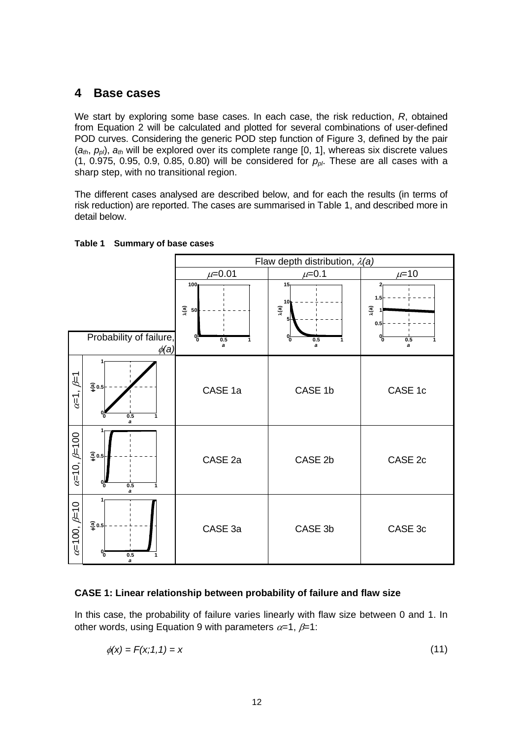## 4 Base cases

We start by exploring some base cases. In each case, the risk reduction, $R$, obtained from Equation 2 will be calculated and plotted for several combinations of user-defined POD curves. Considering the generic POD step function of Figure 3, defined by the pair ($a_{th}$, $p_{pl}$), $a_{th}$ will be explored over its complete range [0, 1], whereas six discrete values (1, 0.975, 0.95, 0.9, 0.85, 0.80) will be considered for $p_{pl}$. These are all cases with a sharp step, with no transitional region.

The different cases analysed are described below, and for each the results (in terms of risk reduction) are reported. The cases are summarised in Table 1, and described more in detail below.

**Table 1 Summary of base cases**

| Probability of failure, $\phi(a)$ | Flaw depth distribution, $\lambda(a)$: $\mu$=0.01 | $\mu$=0.1 | $\mu$=10 |
|---|---|---|---|
| $\alpha$=1, $\beta$=1 | CASE 1a | CASE 1b | CASE 1c |
| $\alpha$=10, $\beta$=100 | CASE 2a | CASE 2b | CASE 2c |
| $\alpha$=100, $\beta$=10 | CASE 3a | CASE 3b | CASE 3c |

**CASE 1: Linear relationship between probability of failure and flaw size**

In this case, the probability of failure varies linearly with flaw size between 0 and 1. In other words, using Equation 9 with parameters $\alpha$=1, $\beta$=1:

$$\phi(x) = F(x;1,1) = x \tag{11}$$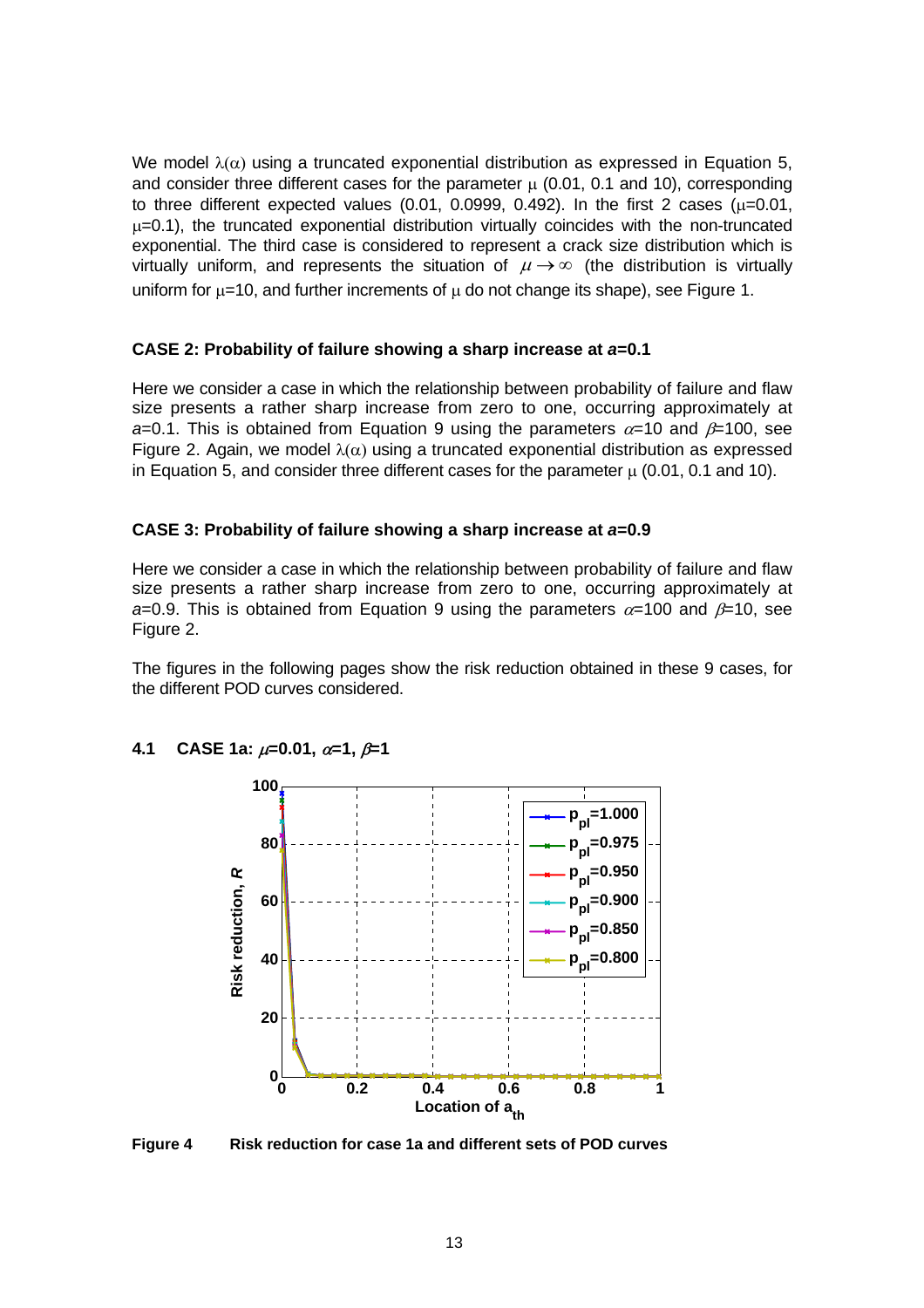We model $\lambda(\alpha)$ using a truncated exponential distribution as expressed in Equation 5, and consider three different cases for the parameter $\mu$ (0.01, 0.1 and 10), corresponding to three different expected values (0.01, 0.0999, 0.492). In the first 2 cases ($\mu$=0.01, $\mu$=0.1), the truncated exponential distribution virtually coincides with the non-truncated exponential. The third case is considered to represent a crack size distribution which is virtually uniform, and represents the situation of $\mu \rightarrow \infty$ (the distribution is virtually uniform for $\mu$=10, and further increments of $\mu$ do not change its shape), see Figure 1.

**CASE 2: Probability of failure showing a sharp increase at *a*=0.1**

Here we consider a case in which the relationship between probability of failure and flaw size presents a rather sharp increase from zero to one, occurring approximately at $a$=0.1. This is obtained from Equation 9 using the parameters $\alpha$=10 and $\beta$=100, see Figure 2. Again, we model $\lambda(\alpha)$ using a truncated exponential distribution as expressed in Equation 5, and consider three different cases for the parameter $\mu$ (0.01, 0.1 and 10).

**CASE 3: Probability of failure showing a sharp increase at *a*=0.9**

Here we consider a case in which the relationship between probability of failure and flaw size presents a rather sharp increase from zero to one, occurring approximately at $a$=0.9. This is obtained from Equation 9 using the parameters $\alpha$=100 and $\beta$=10, see Figure 2.

The figures in the following pages show the risk reduction obtained in these 9 cases, for the different POD curves considered.

### 4.1 CASE 1a: $\mu$=0.01, $\alpha$=1, $\beta$=1

**Figure 4 Risk reduction for case 1a and different sets of POD curves**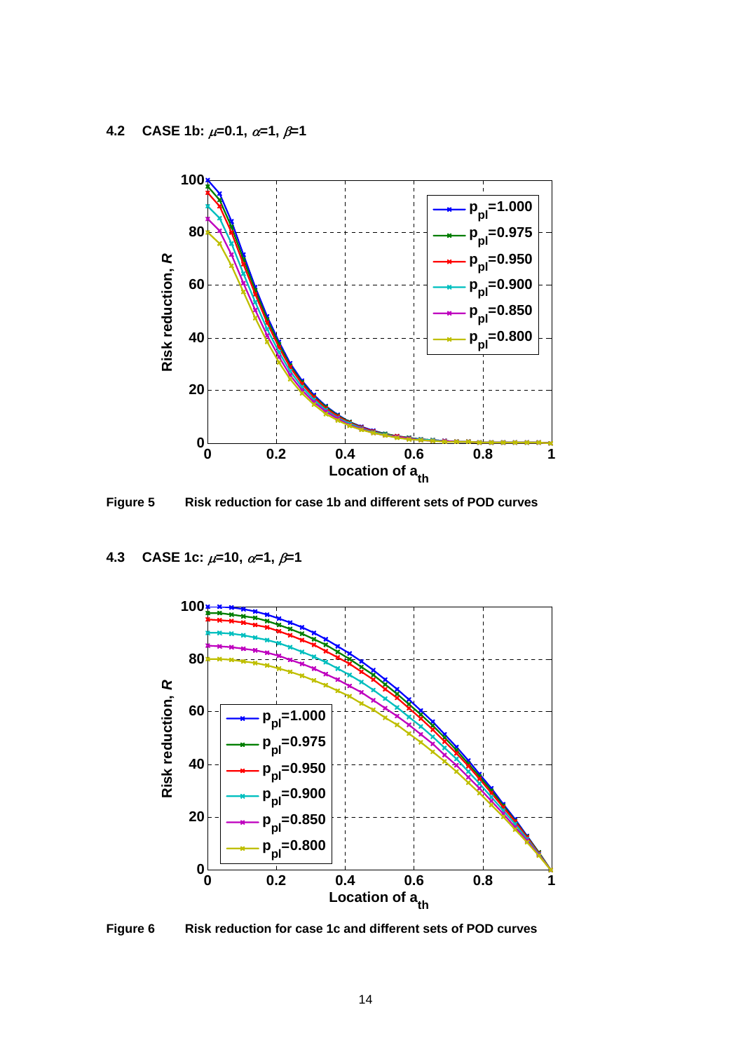### 4.2 CASE 1b: $\mu$=0.1, $\alpha$=1, $\beta$=1

**Figure 5** Risk reduction for case 1b and different sets of POD curves

### 4.3 CASE 1c: $\mu$=10, $\alpha$=1, $\beta$=1

**Figure 6** Risk reduction for case 1c and different sets of POD curves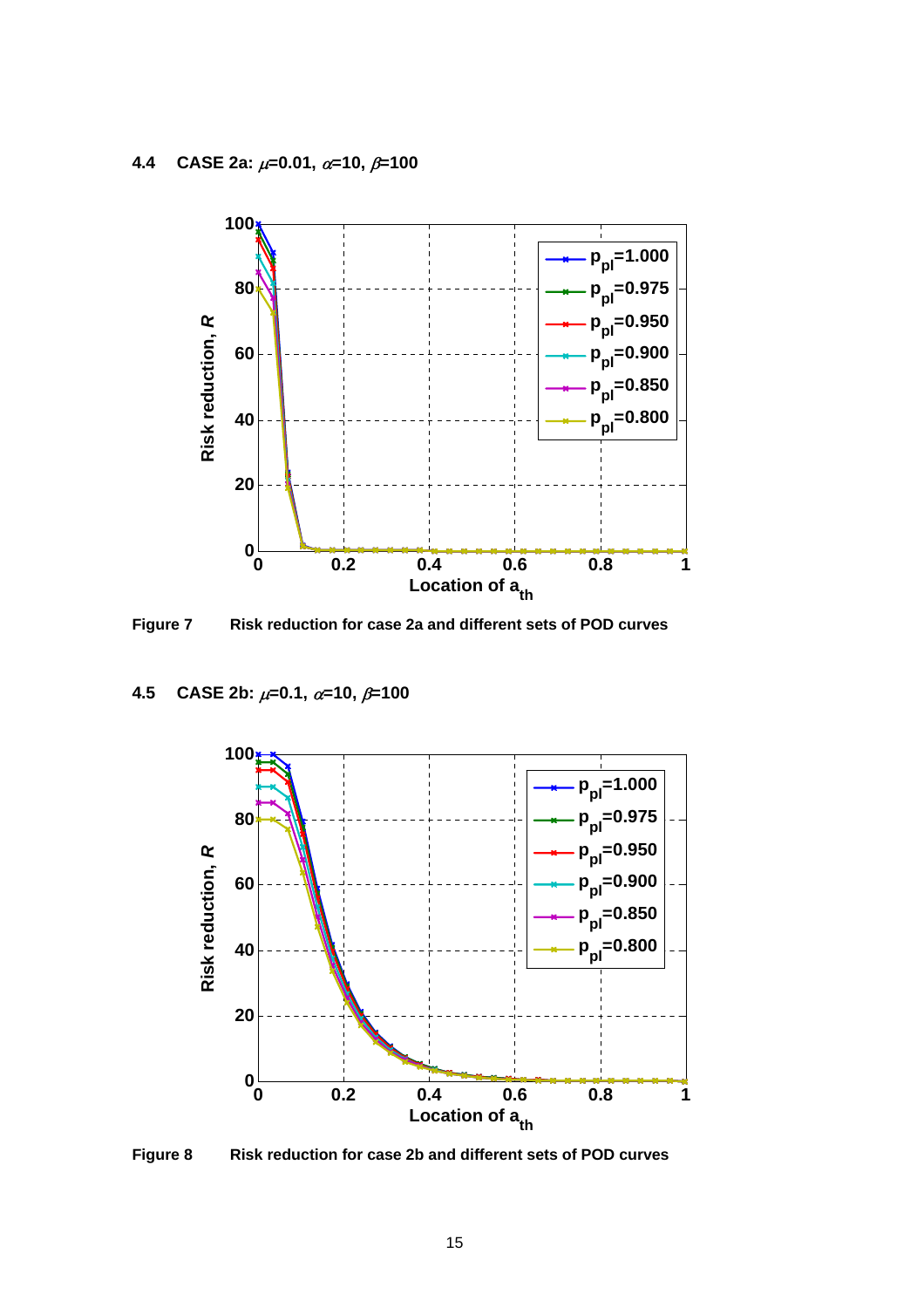### 4.4 CASE 2a: $\mu$=0.01, $\alpha$=10, $\beta$=100

**Figure 7** Risk reduction for case 2a and different sets of POD curves

### 4.5 CASE 2b: $\mu$=0.1, $\alpha$=10, $\beta$=100

**Figure 8** Risk reduction for case 2b and different sets of POD curves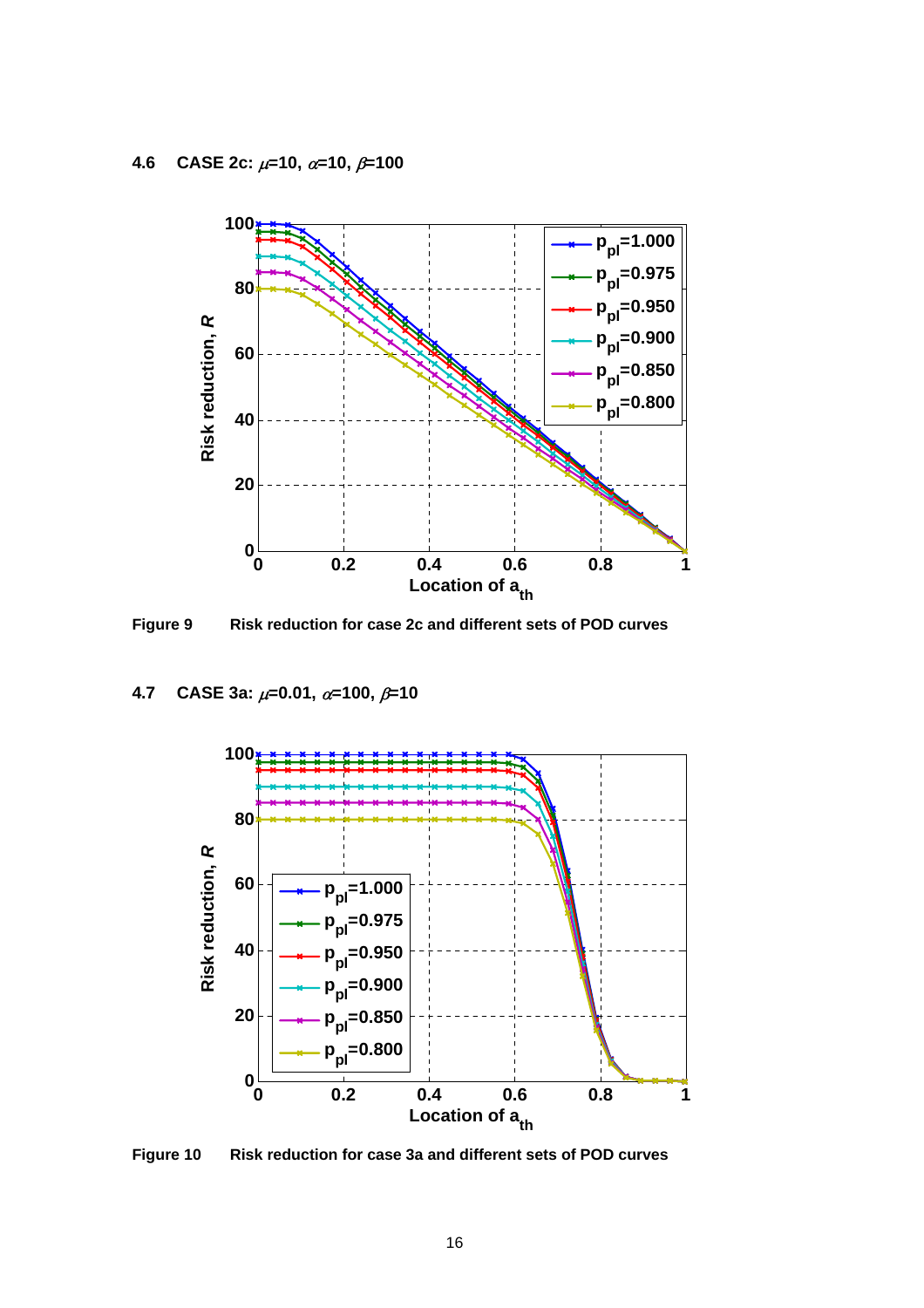## 4.6 CASE 2c: $\mu$=10, $\alpha$=10, $\beta$=100

**Figure 9** Risk reduction for case 2c and different sets of POD curves

## 4.7 CASE 3a: $\mu$=0.01, $\alpha$=100, $\beta$=10

**Figure 10** Risk reduction for case 3a and different sets of POD curves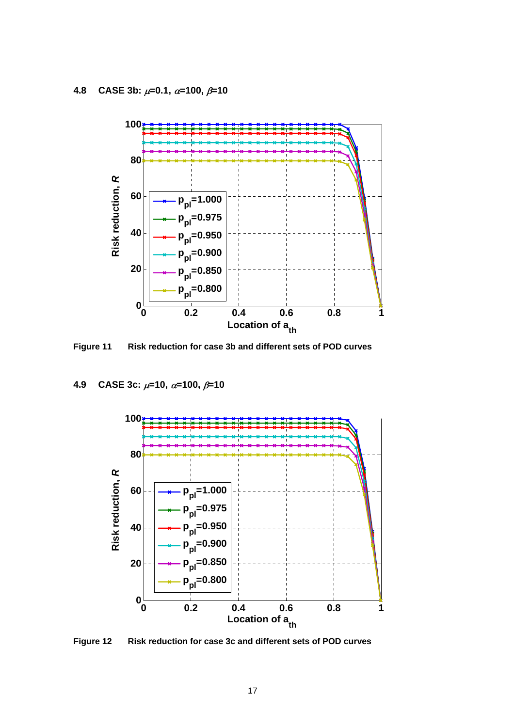## 4.8 CASE 3b: $\mu$=0.1, $\alpha$=100, $\beta$=10

**Figure 11** Risk reduction for case 3b and different sets of POD curves

## 4.9 CASE 3c: $\mu$=10, $\alpha$=100, $\beta$=10

**Figure 12** Risk reduction for case 3c and different sets of POD curves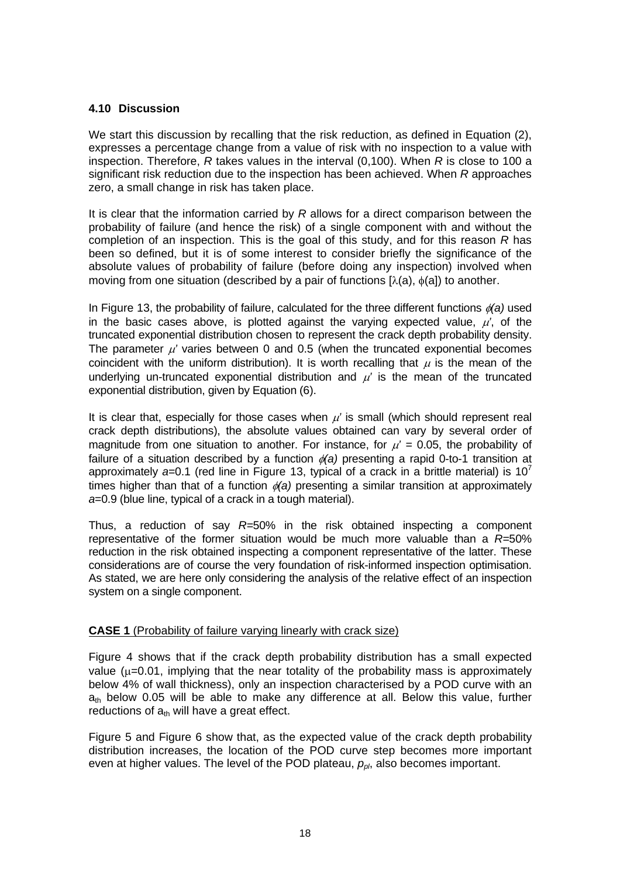### 4.10 Discussion

We start this discussion by recalling that the risk reduction, as defined in Equation (2), expresses a percentage change from a value of risk with no inspection to a value with inspection. Therefore, $R$ takes values in the interval (0,100). When $R$ is close to 100 a significant risk reduction due to the inspection has been achieved. When $R$ approaches zero, a small change in risk has taken place.

It is clear that the information carried by $R$ allows for a direct comparison between the probability of failure (and hence the risk) of a single component with and without the completion of an inspection. This is the goal of this study, and for this reason $R$ has been so defined, but it is of some interest to consider briefly the significance of the absolute values of probability of failure (before doing any inspection) involved when moving from one situation (described by a pair of functions [$\lambda(a)$, $\phi(a)$]) to another.

In Figure 13, the probability of failure, calculated for the three different functions $\phi(a)$ used in the basic cases above, is plotted against the varying expected value, $\mu'$, of the truncated exponential distribution chosen to represent the crack depth probability density. The parameter $\mu'$ varies between 0 and 0.5 (when the truncated exponential becomes coincident with the uniform distribution). It is worth recalling that $\mu$ is the mean of the underlying un-truncated exponential distribution and $\mu'$ is the mean of the truncated exponential distribution, given by Equation (6).

It is clear that, especially for those cases when $\mu'$ is small (which should represent real crack depth distributions), the absolute values obtained can vary by several order of magnitude from one situation to another. For instance, for $\mu' = 0.05$, the probability of failure of a situation described by a function $\phi(a)$ presenting a rapid 0-to-1 transition at approximately $a$=0.1 (red line in Figure 13, typical of a crack in a brittle material) is $10^7$ times higher than that of a function $\phi(a)$ presenting a similar transition at approximately $a$=0.9 (blue line, typical of a crack in a tough material).

Thus, a reduction of say $R$=50% in the risk obtained inspecting a component representative of the former situation would be much more valuable than a $R$=50% reduction in the risk obtained inspecting a component representative of the latter. These considerations are of course the very foundation of risk-informed inspection optimisation. As stated, we are here only considering the analysis of the relative effect of an inspection system on a single component.

**CASE 1** (Probability of failure varying linearly with crack size)

Figure 4 shows that if the crack depth probability distribution has a small expected value ($\mu$=0.01, implying that the near totality of the probability mass is approximately below 4% of wall thickness), only an inspection characterised by a POD curve with an $a_{th}$ below 0.05 will be able to make any difference at all. Below this value, further reductions of $a_{th}$ will have a great effect.

Figure 5 and Figure 6 show that, as the expected value of the crack depth probability distribution increases, the location of the POD curve step becomes more important even at higher values. The level of the POD plateau, $p_{pl}$, also becomes important.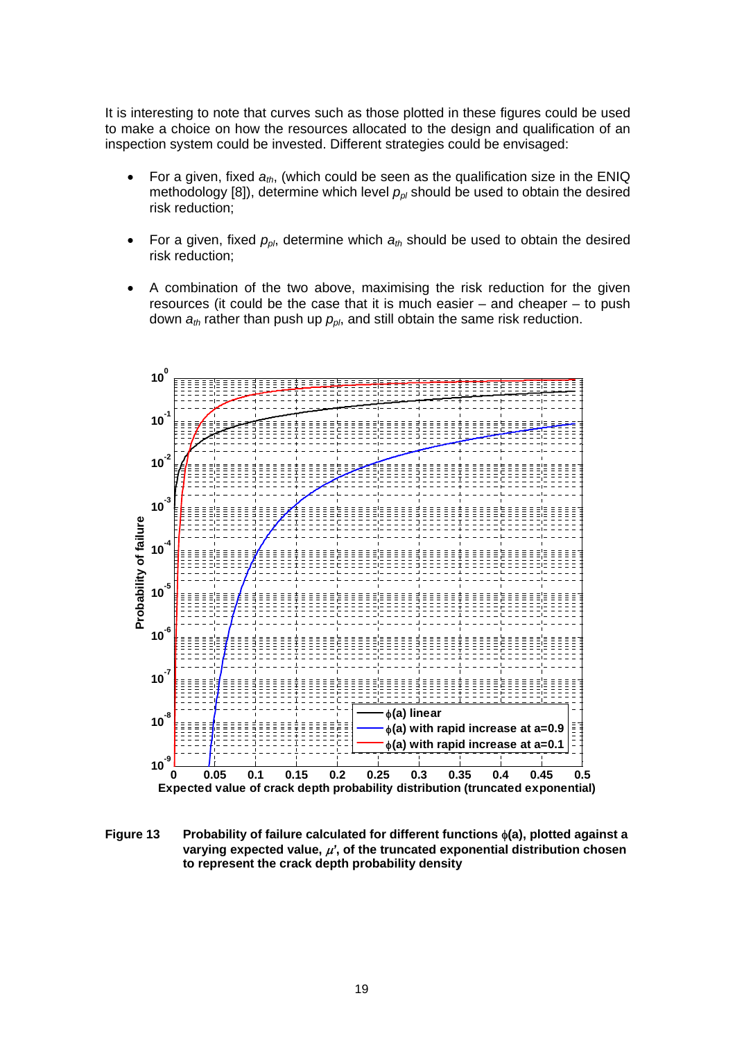It is interesting to note that curves such as those plotted in these figures could be used to make a choice on how the resources allocated to the design and qualification of an inspection system could be invested. Different strategies could be envisaged:

- For a given, fixed $a_{th}$, (which could be seen as the qualification size in the ENIQ methodology [8]), determine which level $p_{pl}$ should be used to obtain the desired risk reduction;
- For a given, fixed $p_{pl}$, determine which $a_{th}$ should be used to obtain the desired risk reduction;
- A combination of the two above, maximising the risk reduction for the given resources (it could be the case that it is much easier – and cheaper – to push down $a_{th}$ rather than push up $p_{pl}$, and still obtain the same risk reduction.

**Figure 13** **Probability of failure calculated for different functions $\phi$(a), plotted against a varying expected value, $\mu'$, of the truncated exponential distribution chosen to represent the crack depth probability density**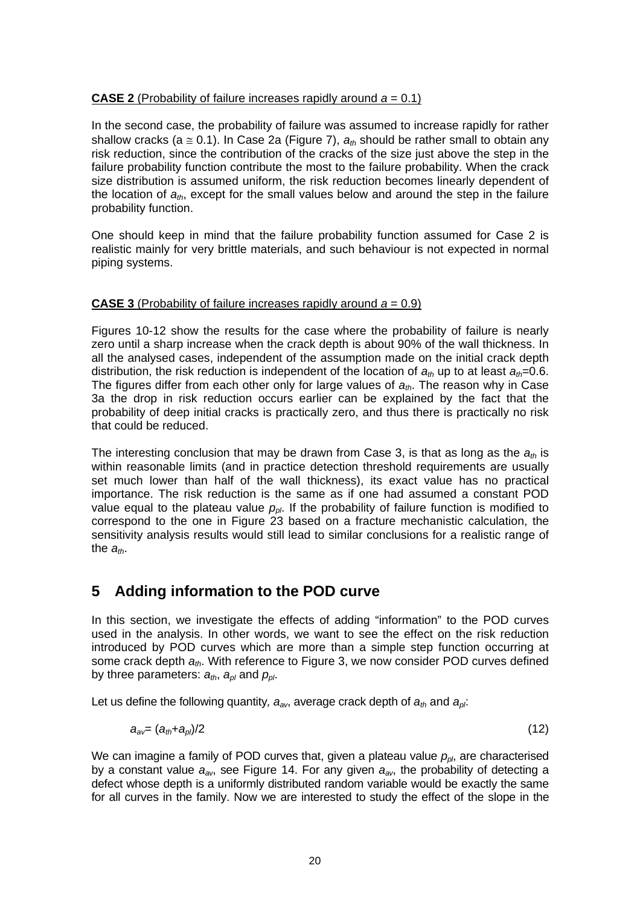**CASE 2** (Probability of failure increases rapidly around $a = 0.1$)

In the second case, the probability of failure was assumed to increase rapidly for rather shallow cracks ($a \cong 0.1$). In Case 2a (Figure 7), $a_{th}$ should be rather small to obtain any risk reduction, since the contribution of the cracks of the size just above the step in the failure probability function contribute the most to the failure probability. When the crack size distribution is assumed uniform, the risk reduction becomes linearly dependent of the location of $a_{th}$, except for the small values below and around the step in the failure probability function.

One should keep in mind that the failure probability function assumed for Case 2 is realistic mainly for very brittle materials, and such behaviour is not expected in normal piping systems.

**CASE 3** (Probability of failure increases rapidly around $a = 0.9$)

Figures 10-12 show the results for the case where the probability of failure is nearly zero until a sharp increase when the crack depth is about 90% of the wall thickness. In all the analysed cases, independent of the assumption made on the initial crack depth distribution, the risk reduction is independent of the location of $a_{th}$ up to at least $a_{th}$=0.6. The figures differ from each other only for large values of $a_{th}$. The reason why in Case 3a the drop in risk reduction occurs earlier can be explained by the fact that the probability of deep initial cracks is practically zero, and thus there is practically no risk that could be reduced.

The interesting conclusion that may be drawn from Case 3, is that as long as the $a_{th}$ is within reasonable limits (and in practice detection threshold requirements are usually set much lower than half of the wall thickness), its exact value has no practical importance. The risk reduction is the same as if one had assumed a constant POD value equal to the plateau value $p_{pl}$. If the probability of failure function is modified to correspond to the one in Figure 23 based on a fracture mechanistic calculation, the sensitivity analysis results would still lead to similar conclusions for a realistic range of the $a_{th}$.

# 5 Adding information to the POD curve

In this section, we investigate the effects of adding "information" to the POD curves used in the analysis. In other words, we want to see the effect on the risk reduction introduced by POD curves which are more than a simple step function occurring at some crack depth $a_{th}$. With reference to Figure 3, we now consider POD curves defined by three parameters: $a_{th}$, $a_{pl}$ and $p_{pl}$.

Let us define the following quantity, $a_{av}$, average crack depth of $a_{th}$ and $a_{pl}$:

$$a_{av} = (a_{th} + a_{pl})/2 \tag{12}$$

We can imagine a family of POD curves that, given a plateau value $p_{pl}$, are characterised by a constant value $a_{av}$, see Figure 14. For any given $a_{av}$, the probability of detecting a defect whose depth is a uniformly distributed random variable would be exactly the same for all curves in the family. Now we are interested to study the effect of the slope in the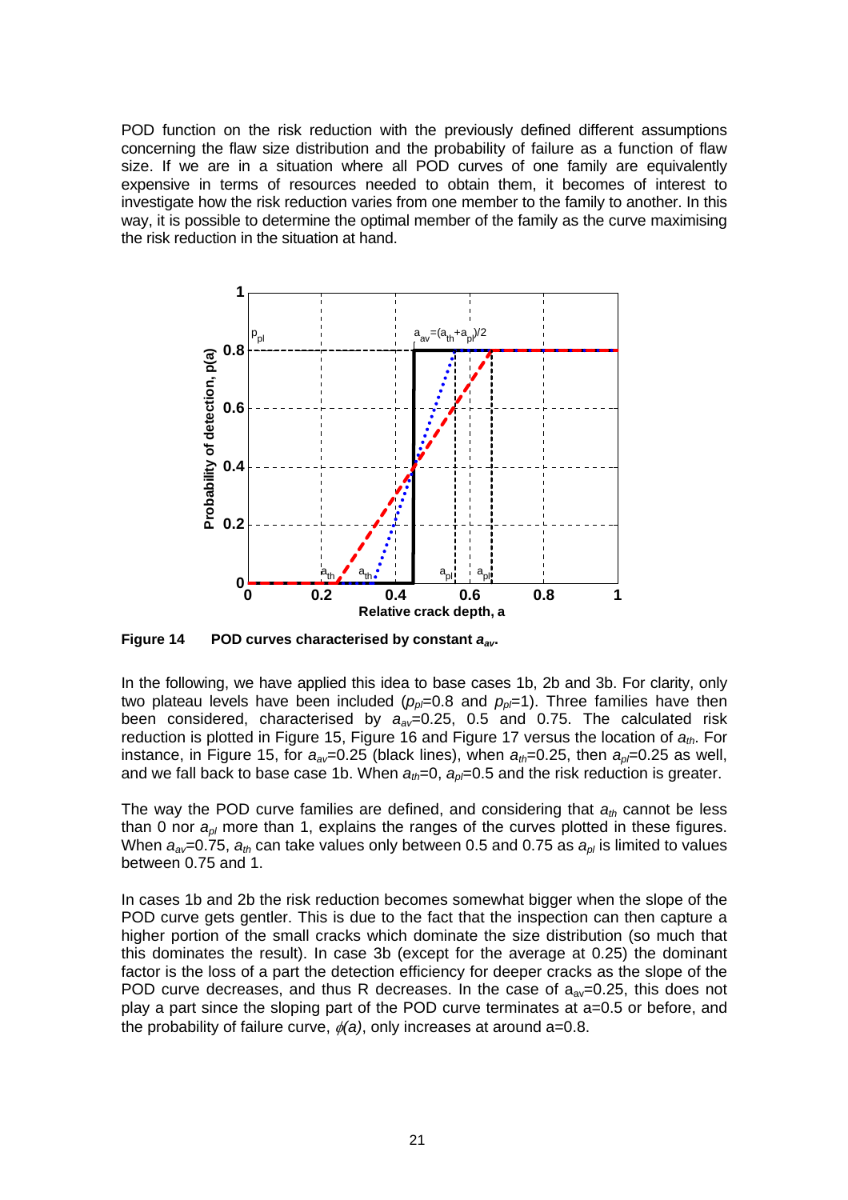POD function on the risk reduction with the previously defined different assumptions concerning the flaw size distribution and the probability of failure as a function of flaw size. If we are in a situation where all POD curves of one family are equivalently expensive in terms of resources needed to obtain them, it becomes of interest to investigate how the risk reduction varies from one member to the family to another. In this way, it is possible to determine the optimal member of the family as the curve maximising the risk reduction in the situation at hand.

**Figure 14 POD curves characterised by constant $a_{av}$.**

In the following, we have applied this idea to base cases 1b, 2b and 3b. For clarity, only two plateau levels have been included ($p_{pl}$=0.8 and $p_{pl}$=1). Three families have then been considered, characterised by $a_{av}$=0.25, 0.5 and 0.75. The calculated risk reduction is plotted in Figure 15, Figure 16 and Figure 17 versus the location of $a_{th}$. For instance, in Figure 15, for $a_{av}$=0.25 (black lines), when $a_{th}$=0.25, then $a_{pl}$=0.25 as well, and we fall back to base case 1b. When $a_{th}$=0, $a_{pl}$=0.5 and the risk reduction is greater.

The way the POD curve families are defined, and considering that $a_{th}$ cannot be less than 0 nor $a_{pl}$ more than 1, explains the ranges of the curves plotted in these figures. When $a_{av}$=0.75, $a_{th}$ can take values only between 0.5 and 0.75 as $a_{pl}$ is limited to values between 0.75 and 1.

In cases 1b and 2b the risk reduction becomes somewhat bigger when the slope of the POD curve gets gentler. This is due to the fact that the inspection can then capture a higher portion of the small cracks which dominate the size distribution (so much that this dominates the result). In case 3b (except for the average at 0.25) the dominant factor is the loss of a part the detection efficiency for deeper cracks as the slope of the POD curve decreases, and thus R decreases. In the case of $a_{av}$=0.25, this does not play a part since the sloping part of the POD curve terminates at a=0.5 or before, and the probability of failure curve, $\phi(a)$, only increases at around a=0.8.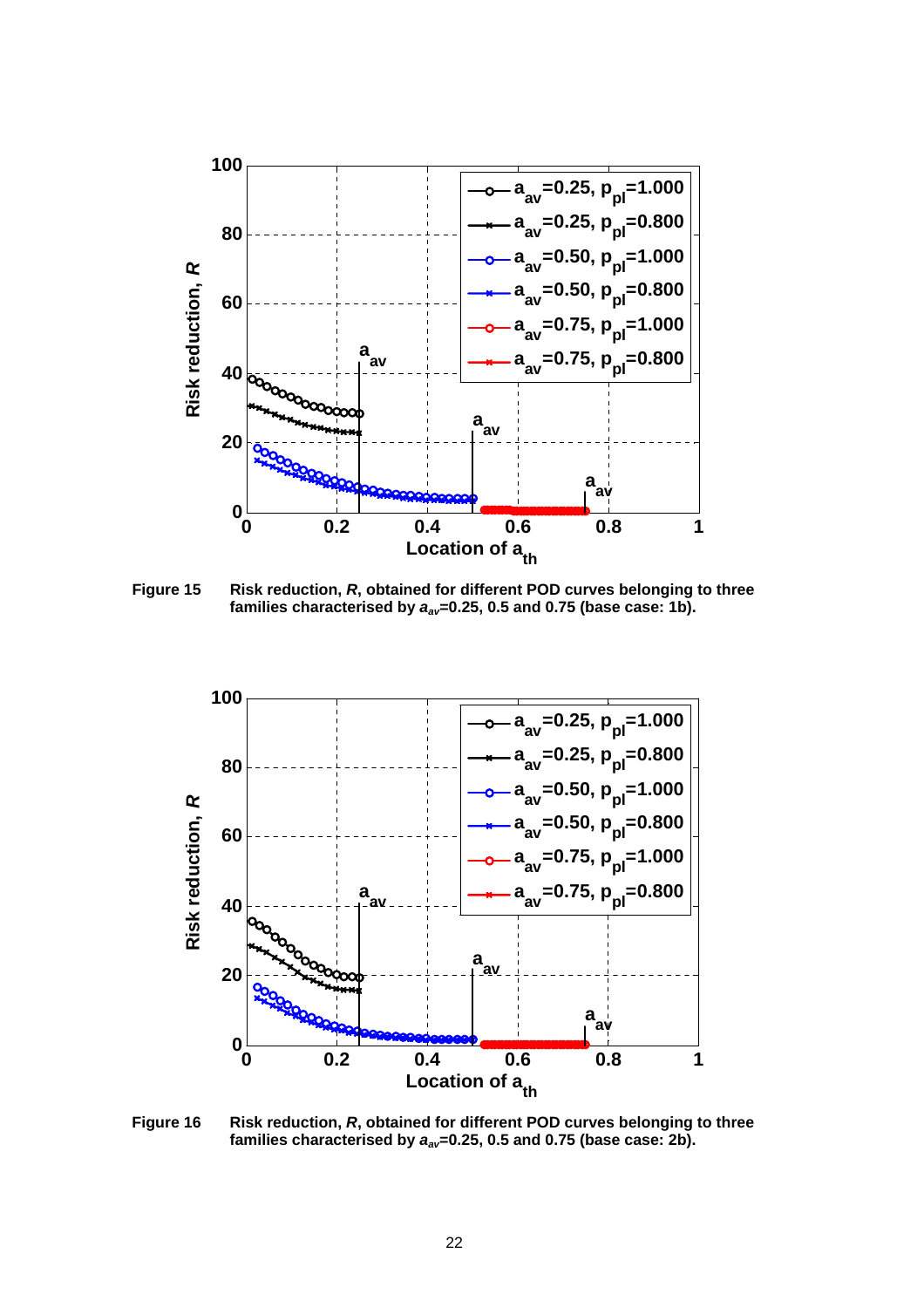**Figure 15** Risk reduction, ***R***, obtained for different POD curves belonging to three families characterised by $a_{av}$=0.25, 0.5 and 0.75 (base case: 1b).

**Figure 16** Risk reduction, ***R***, obtained for different POD curves belonging to three families characterised by $a_{av}$=0.25, 0.5 and 0.75 (base case: 2b).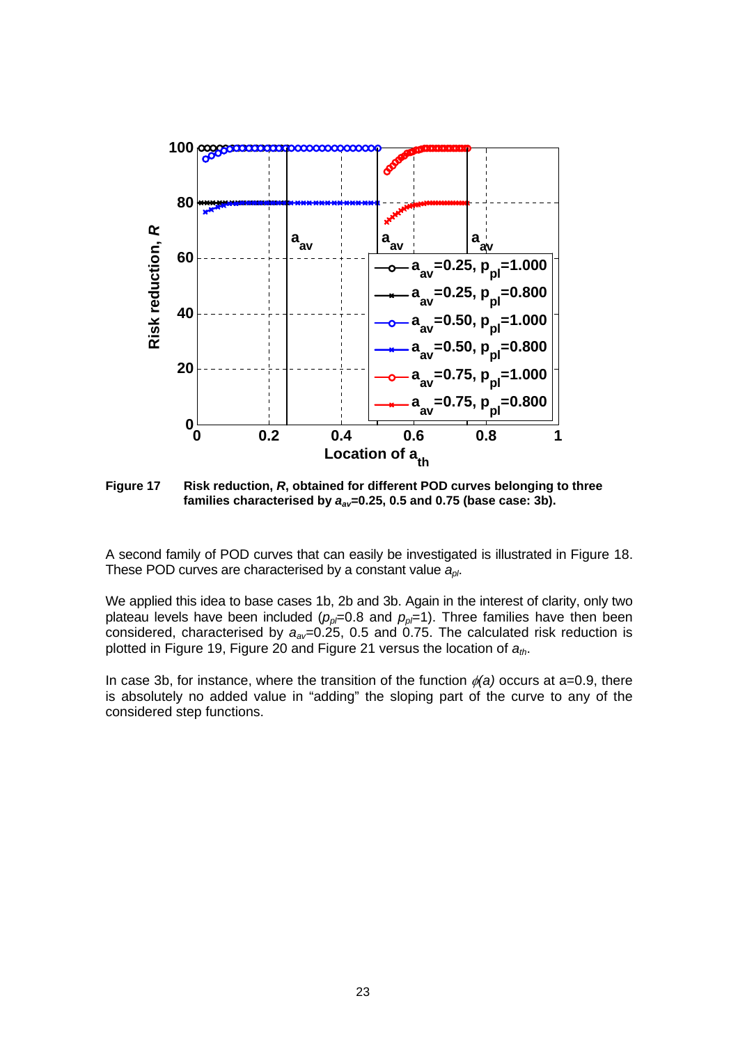**Figure 17** Risk reduction, ***R***, obtained for different POD curves belonging to three families characterised by $a_{av}$=0.25, 0.5 and 0.75 (base case: 3b).

A second family of POD curves that can easily be investigated is illustrated in Figure 18. These POD curves are characterised by a constant value $a_{pl}$.

We applied this idea to base cases 1b, 2b and 3b. Again in the interest of clarity, only two plateau levels have been included ($p_{pl}$=0.8 and $p_{pl}$=1). Three families have then been considered, characterised by $a_{av}$=0.25, 0.5 and 0.75. The calculated risk reduction is plotted in Figure 19, Figure 20 and Figure 21 versus the location of $a_{th}$.

In case 3b, for instance, where the transition of the function $\phi(a)$ occurs at a=0.9, there is absolutely no added value in "adding" the sloping part of the curve to any of the considered step functions.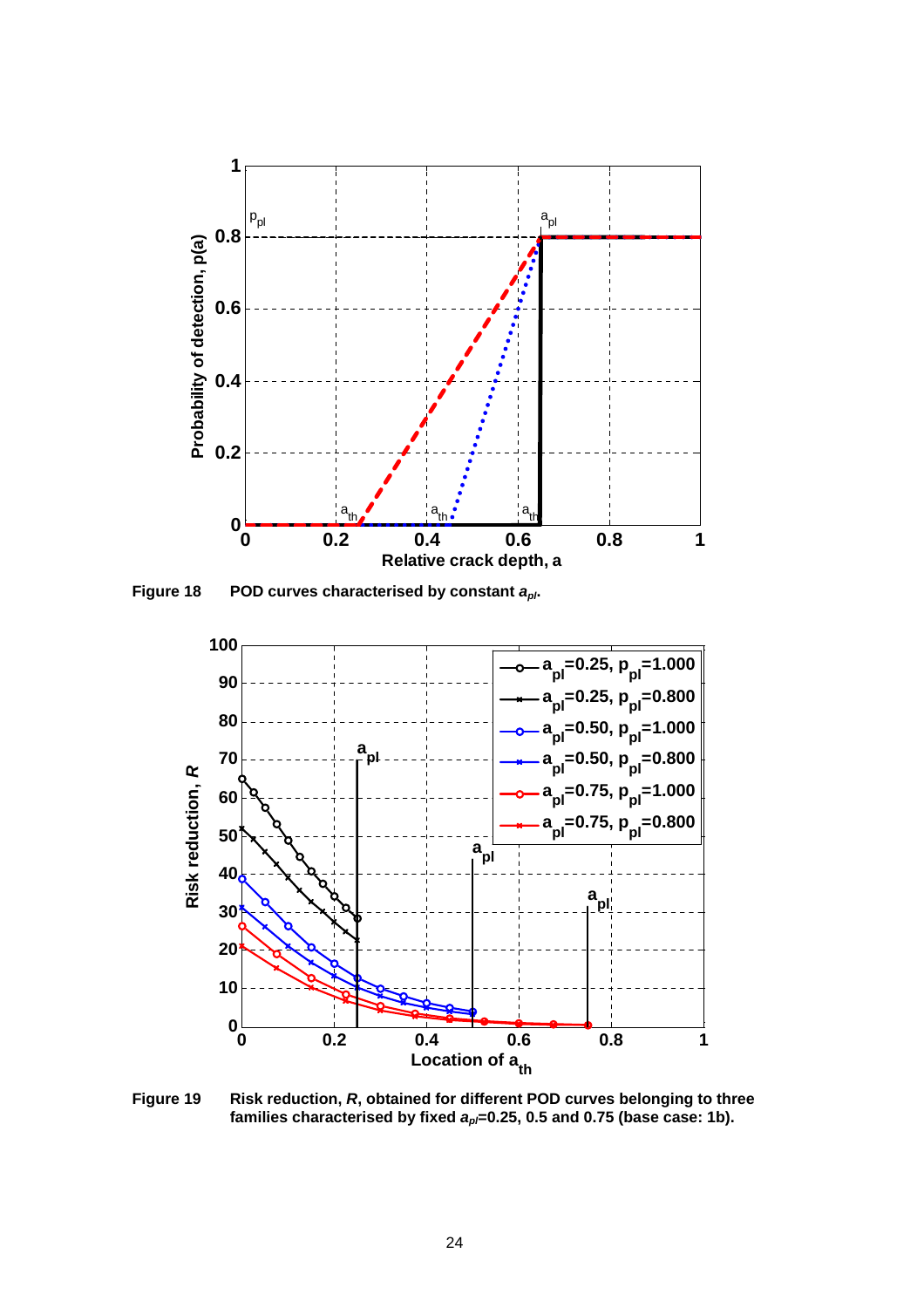**Figure 18** POD curves characterised by constant $a_{pl}$.

**Figure 19** Risk reduction, $R$, obtained for different POD curves belonging to three families characterised by fixed $a_{pl}$=0.25, 0.5 and 0.75 (base case: 1b).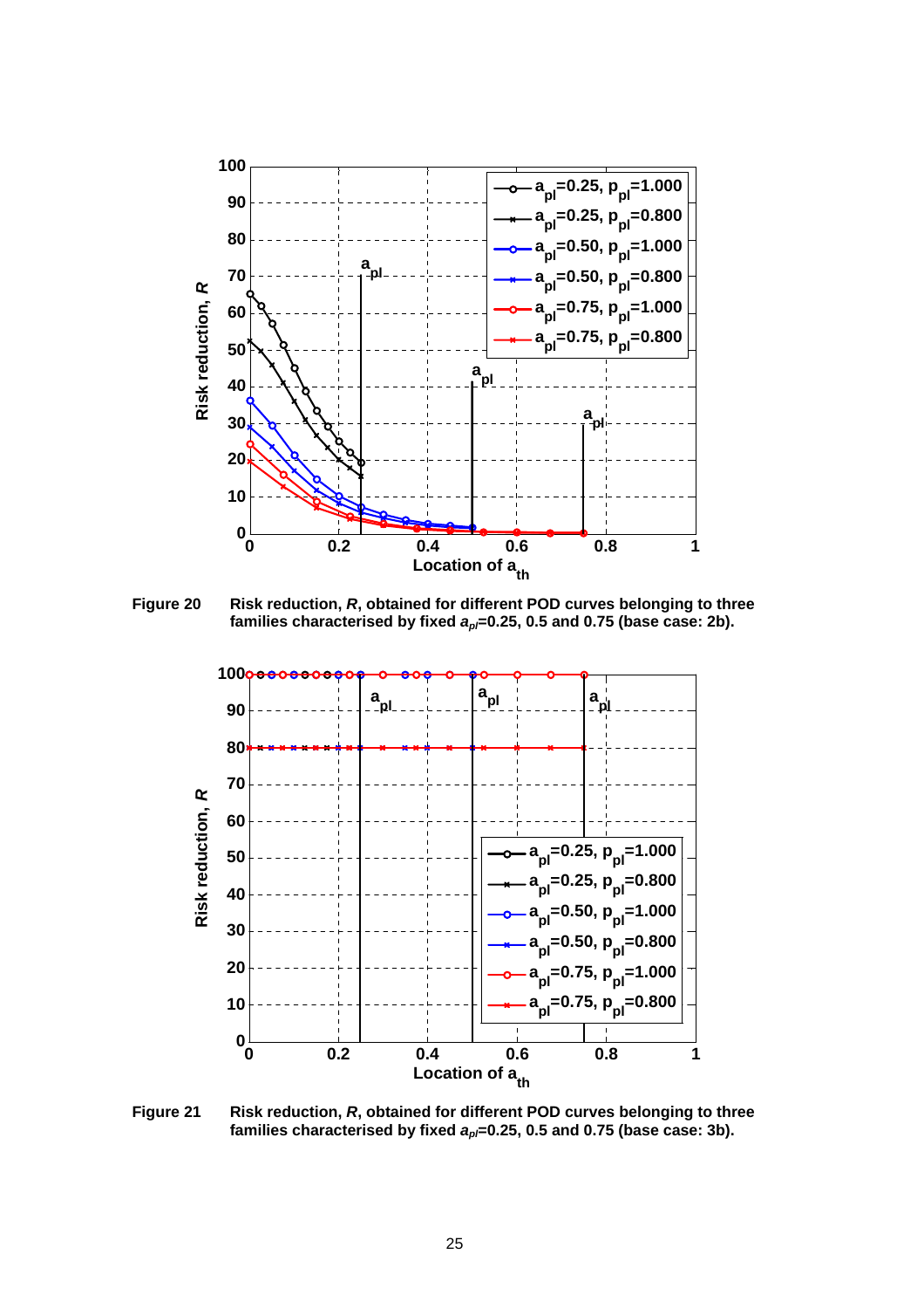**Figure 20** Risk reduction, ***R***, obtained for different POD curves belonging to three families characterised by fixed $a_{pl}$=0.25, 0.5 and 0.75 (base case: 2b).

**Figure 21** Risk reduction, ***R***, obtained for different POD curves belonging to three families characterised by fixed $a_{pl}$=0.25, 0.5 and 0.75 (base case: 3b).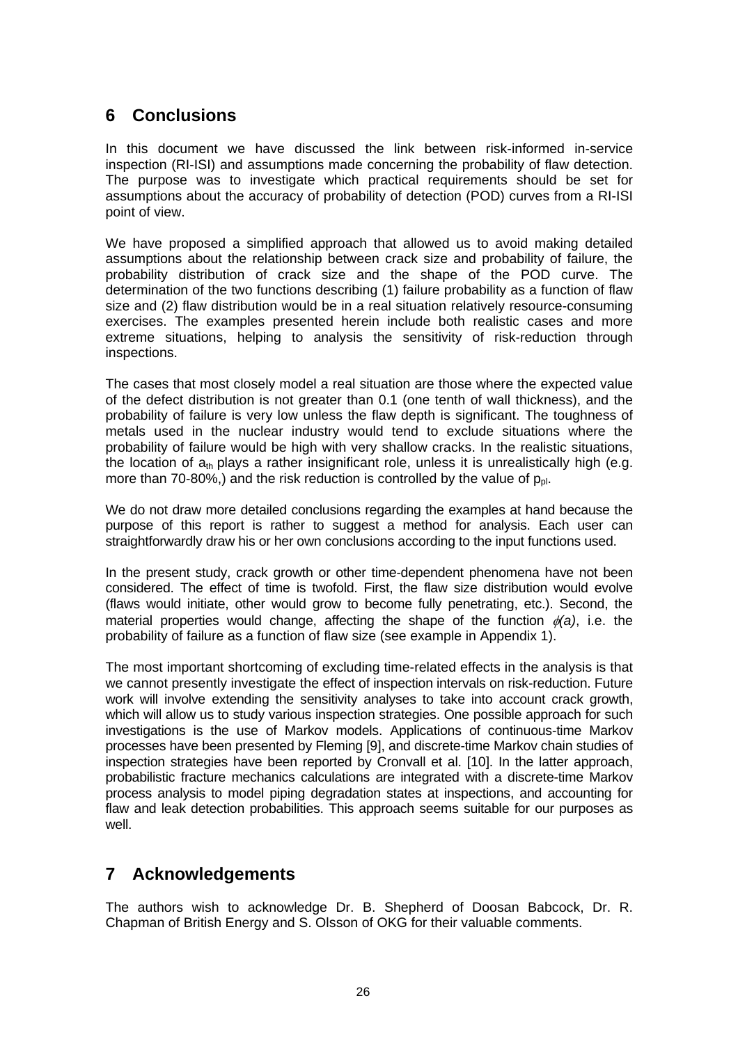## 6 Conclusions

In this document we have discussed the link between risk-informed in-service inspection (RI-ISI) and assumptions made concerning the probability of flaw detection. The purpose was to investigate which practical requirements should be set for assumptions about the accuracy of probability of detection (POD) curves from a RI-ISI point of view.

We have proposed a simplified approach that allowed us to avoid making detailed assumptions about the relationship between crack size and probability of failure, the probability distribution of crack size and the shape of the POD curve. The determination of the two functions describing (1) failure probability as a function of flaw size and (2) flaw distribution would be in a real situation relatively resource-consuming exercises. The examples presented herein include both realistic cases and more extreme situations, helping to analysis the sensitivity of risk-reduction through inspections.

The cases that most closely model a real situation are those where the expected value of the defect distribution is not greater than 0.1 (one tenth of wall thickness), and the probability of failure is very low unless the flaw depth is significant. The toughness of metals used in the nuclear industry would tend to exclude situations where the probability of failure would be high with very shallow cracks. In the realistic situations, the location of $a_{th}$ plays a rather insignificant role, unless it is unrealistically high (e.g. more than 70-80%,) and the risk reduction is controlled by the value of $p_{pl}$.

We do not draw more detailed conclusions regarding the examples at hand because the purpose of this report is rather to suggest a method for analysis. Each user can straightforwardly draw his or her own conclusions according to the input functions used.

In the present study, crack growth or other time-dependent phenomena have not been considered. The effect of time is twofold. First, the flaw size distribution would evolve (flaws would initiate, other would grow to become fully penetrating, etc.). Second, the material properties would change, affecting the shape of the function $\phi(a)$, i.e. the probability of failure as a function of flaw size (see example in Appendix 1).

The most important shortcoming of excluding time-related effects in the analysis is that we cannot presently investigate the effect of inspection intervals on risk-reduction. Future work will involve extending the sensitivity analyses to take into account crack growth, which will allow us to study various inspection strategies. One possible approach for such investigations is the use of Markov models. Applications of continuous-time Markov processes have been presented by Fleming [9], and discrete-time Markov chain studies of inspection strategies have been reported by Cronvall et al. [10]. In the latter approach, probabilistic fracture mechanics calculations are integrated with a discrete-time Markov process analysis to model piping degradation states at inspections, and accounting for flaw and leak detection probabilities. This approach seems suitable for our purposes as well.

## 7 Acknowledgements

The authors wish to acknowledge Dr. B. Shepherd of Doosan Babcock, Dr. R. Chapman of British Energy and S. Olsson of OKG for their valuable comments.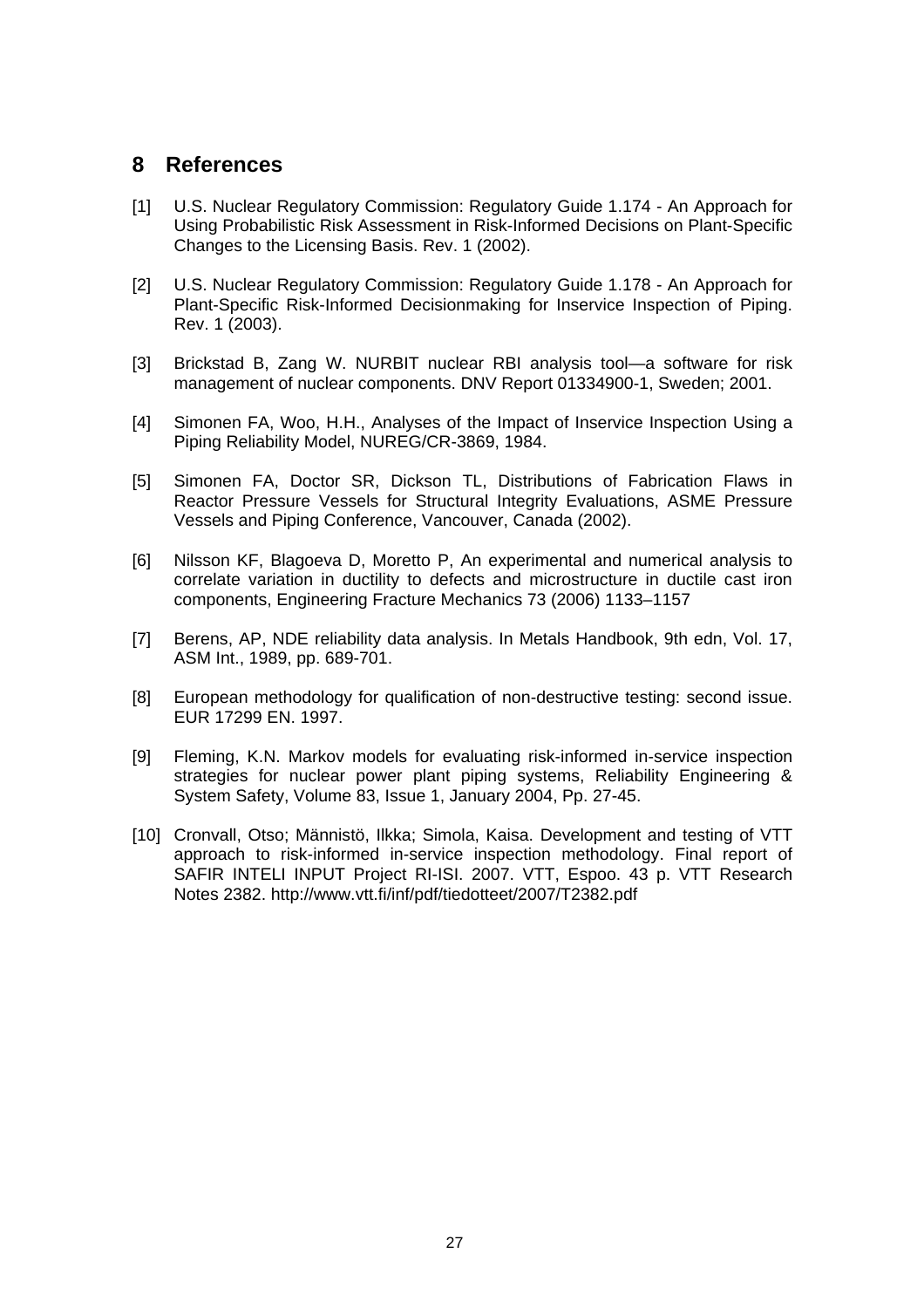## 8 References

[1] U.S. Nuclear Regulatory Commission: Regulatory Guide 1.174 - An Approach for Using Probabilistic Risk Assessment in Risk-Informed Decisions on Plant-Specific Changes to the Licensing Basis. Rev. 1 (2002).

[2] U.S. Nuclear Regulatory Commission: Regulatory Guide 1.178 - An Approach for Plant-Specific Risk-Informed Decisionmaking for Inservice Inspection of Piping. Rev. 1 (2003).

[3] Brickstad B, Zang W. NURBIT nuclear RBI analysis tool—a software for risk management of nuclear components. DNV Report 01334900-1, Sweden; 2001.

[4] Simonen FA, Woo, H.H., Analyses of the Impact of Inservice Inspection Using a Piping Reliability Model, NUREG/CR-3869, 1984.

[5] Simonen FA, Doctor SR, Dickson TL, Distributions of Fabrication Flaws in Reactor Pressure Vessels for Structural Integrity Evaluations, ASME Pressure Vessels and Piping Conference, Vancouver, Canada (2002).

[6] Nilsson KF, Blagoeva D, Moretto P, An experimental and numerical analysis to correlate variation in ductility to defects and microstructure in ductile cast iron components, Engineering Fracture Mechanics 73 (2006) 1133–1157

[7] Berens, AP, NDE reliability data analysis. In Metals Handbook, 9th edn, Vol. 17, ASM Int., 1989, pp. 689-701.

[8] European methodology for qualification of non-destructive testing: second issue. EUR 17299 EN. 1997.

[9] Fleming, K.N. Markov models for evaluating risk-informed in-service inspection strategies for nuclear power plant piping systems, Reliability Engineering & System Safety, Volume 83, Issue 1, January 2004, Pp. 27-45.

[10] Cronvall, Otso; Männistö, Ilkka; Simola, Kaisa. Development and testing of VTT approach to risk-informed in-service inspection methodology. Final report of SAFIR INTELI INPUT Project RI-ISI. 2007. VTT, Espoo. 43 p. VTT Research Notes 2382. http://www.vtt.fi/inf/pdf/tiedotteet/2007/T2382.pdf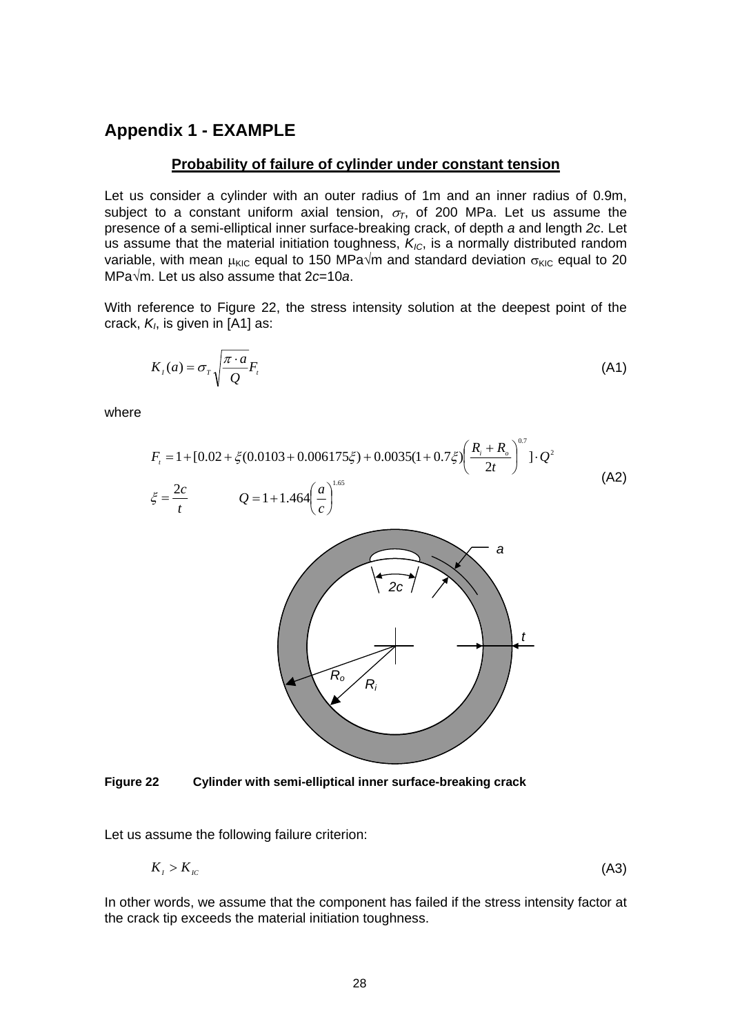## Appendix 1 - EXAMPLE

### Probability of failure of cylinder under constant tension

Let us consider a cylinder with an outer radius of 1m and an inner radius of 0.9m, subject to a constant uniform axial tension, $\sigma_T$, of 200 MPa. Let us assume the presence of a semi-elliptical inner surface-breaking crack, of depth *a* and length *2c*. Let us assume that the material initiation toughness, $K_{IC}$, is a normally distributed random variable, with mean $\mu_{KIC}$ equal to 150 MPa√m and standard deviation $\sigma_{KIC}$ equal to 20 MPa√m. Let us also assume that $2c=10a$.

With reference to Figure 22, the stress intensity solution at the deepest point of the crack, $K_I$, is given in [A1] as:

$$K_I(a) = \sigma_T \sqrt{\frac{\pi \cdot a}{Q}} F_t \tag{A1}$$

where

$$F_t = 1 + [0.02 + \xi(0.0103 + 0.006175\xi) + 0.0035(1 + 0.7\xi)\left(\frac{R_i + R_o}{2t}\right)^{0.7}] \cdot Q^2$$

$$\xi = \frac{2c}{t} \qquad Q = 1 + 1.464\left(\frac{a}{c}\right)^{1.65} \tag{A2}$$

**Figure 22 Cylinder with semi-elliptical inner surface-breaking crack**

Let us assume the following failure criterion:

$$K_I > K_{IC} \tag{A3}$$

In other words, we assume that the component has failed if the stress intensity factor at the crack tip exceeds the material initiation toughness.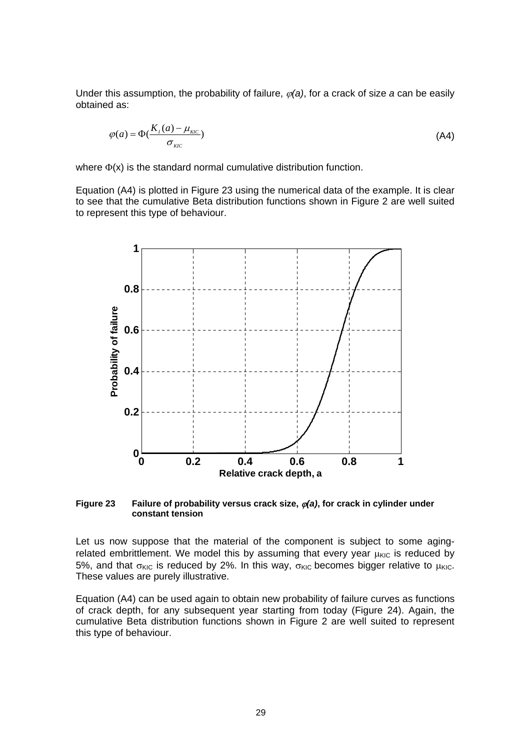Under this assumption, the probability of failure, $\varphi(a)$, for a crack of size $a$ can be easily obtained as:

$$\varphi(a) = \Phi\left(\frac{K_I(a) - \mu_{KIC}}{\sigma_{KIC}}\right) \tag{A4}$$

where $\Phi(x)$ is the standard normal cumulative distribution function.

Equation (A4) is plotted in Figure 23 using the numerical data of the example. It is clear to see that the cumulative Beta distribution functions shown in Figure 2 are well suited to represent this type of behaviour.

**Figure 23 Failure of probability versus crack size, $\varphi(a)$, for crack in cylinder under constant tension**

Let us now suppose that the material of the component is subject to some aging-related embrittlement. We model this by assuming that every year $\mu_{KIC}$ is reduced by 5%, and that $\sigma_{KIC}$ is reduced by 2%. In this way, $\sigma_{KIC}$ becomes bigger relative to $\mu_{KIC}$. These values are purely illustrative.

Equation (A4) can be used again to obtain new probability of failure curves as functions of crack depth, for any subsequent year starting from today (Figure 24). Again, the cumulative Beta distribution functions shown in Figure 2 are well suited to represent this type of behaviour.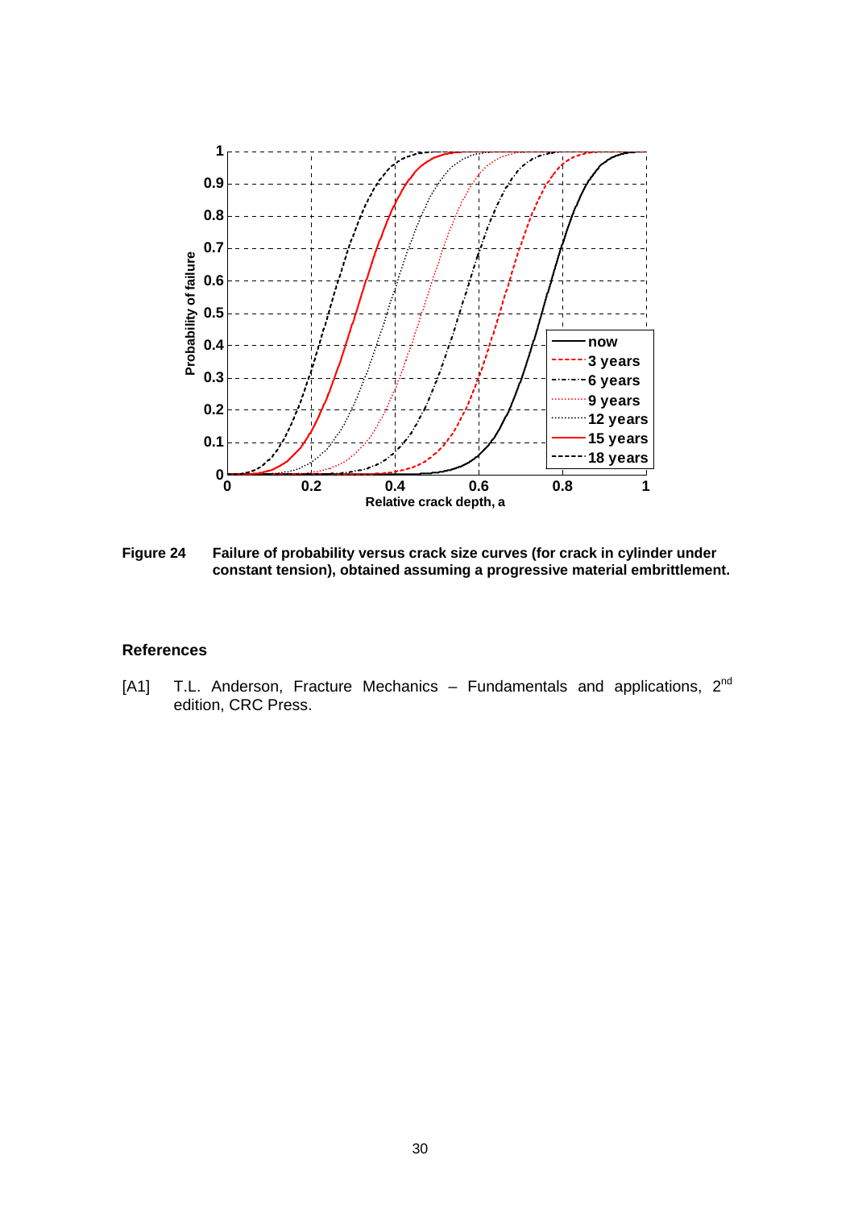**Figure 24** Failure of probability versus crack size curves (for crack in cylinder under constant tension), obtained assuming a progressive material embrittlement.

## References

[A1] T.L. Anderson, Fracture Mechanics – Fundamentals and applications, 2nd edition, CRC Press.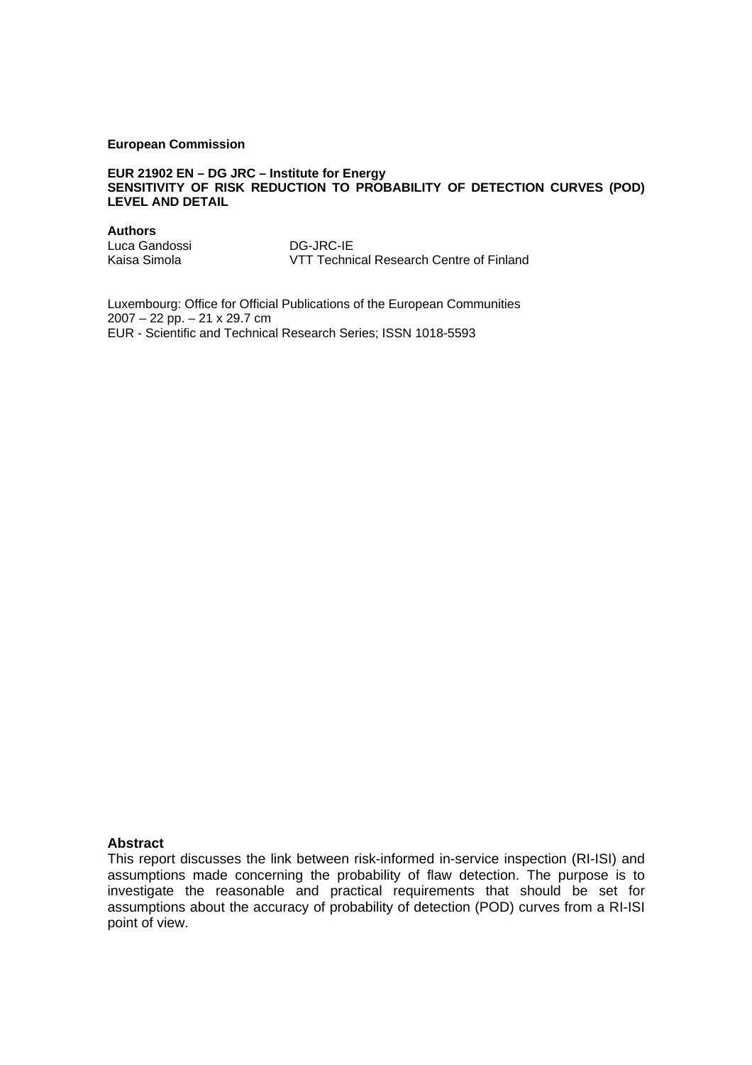**European Commission**

**EUR 21902 EN – DG JRC – Institute for Energy**
**SENSITIVITY OF RISK REDUCTION TO PROBABILITY OF DETECTION CURVES (POD) LEVEL AND DETAIL**

**Authors**

| | |
|---|---|
| Luca Gandossi | DG-JRC-IE |
| Kaisa Simola | VTT Technical Research Centre of Finland |

Luxembourg: Office for Official Publications of the European Communities
2007 – 22 pp. – 21 x 29.7 cm
EUR - Scientific and Technical Research Series; ISSN 1018-5593

**Abstract**

This report discusses the link between risk-informed in-service inspection (RI-ISI) and assumptions made concerning the probability of flaw detection. The purpose is to investigate the reasonable and practical requirements that should be set for assumptions about the accuracy of probability of detection (POD) curves from a RI-ISI point of view.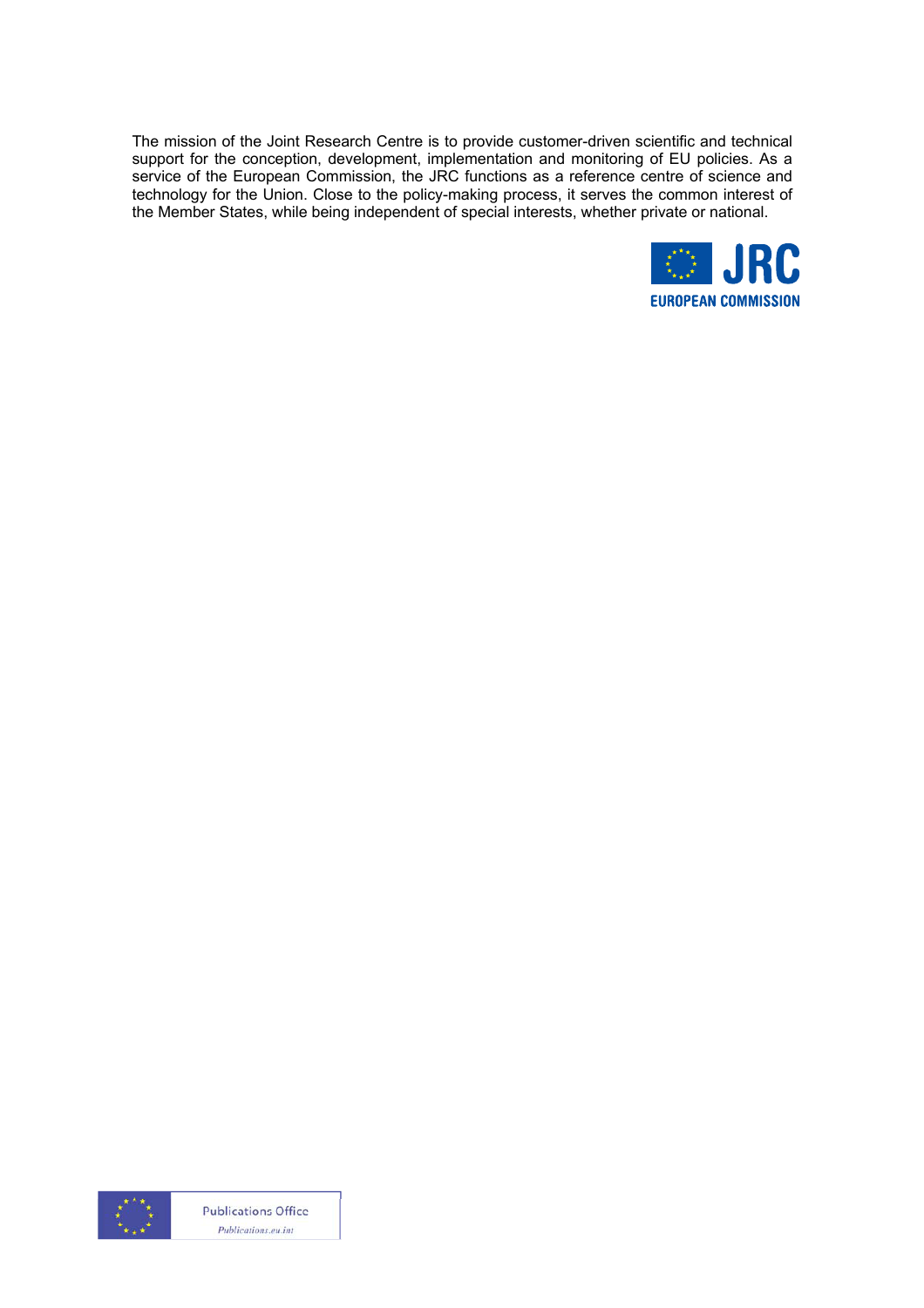The mission of the Joint Research Centre is to provide customer-driven scientific and technical support for the conception, development, implementation and monitoring of EU policies. As a service of the European Commission, the JRC functions as a reference centre of science and technology for the Union. Close to the policy-making process, it serves the common interest of the Member States, while being independent of special interests, whether private or national.

JRC
EUROPEAN COMMISSION

Publications Office
Publications.eu.int